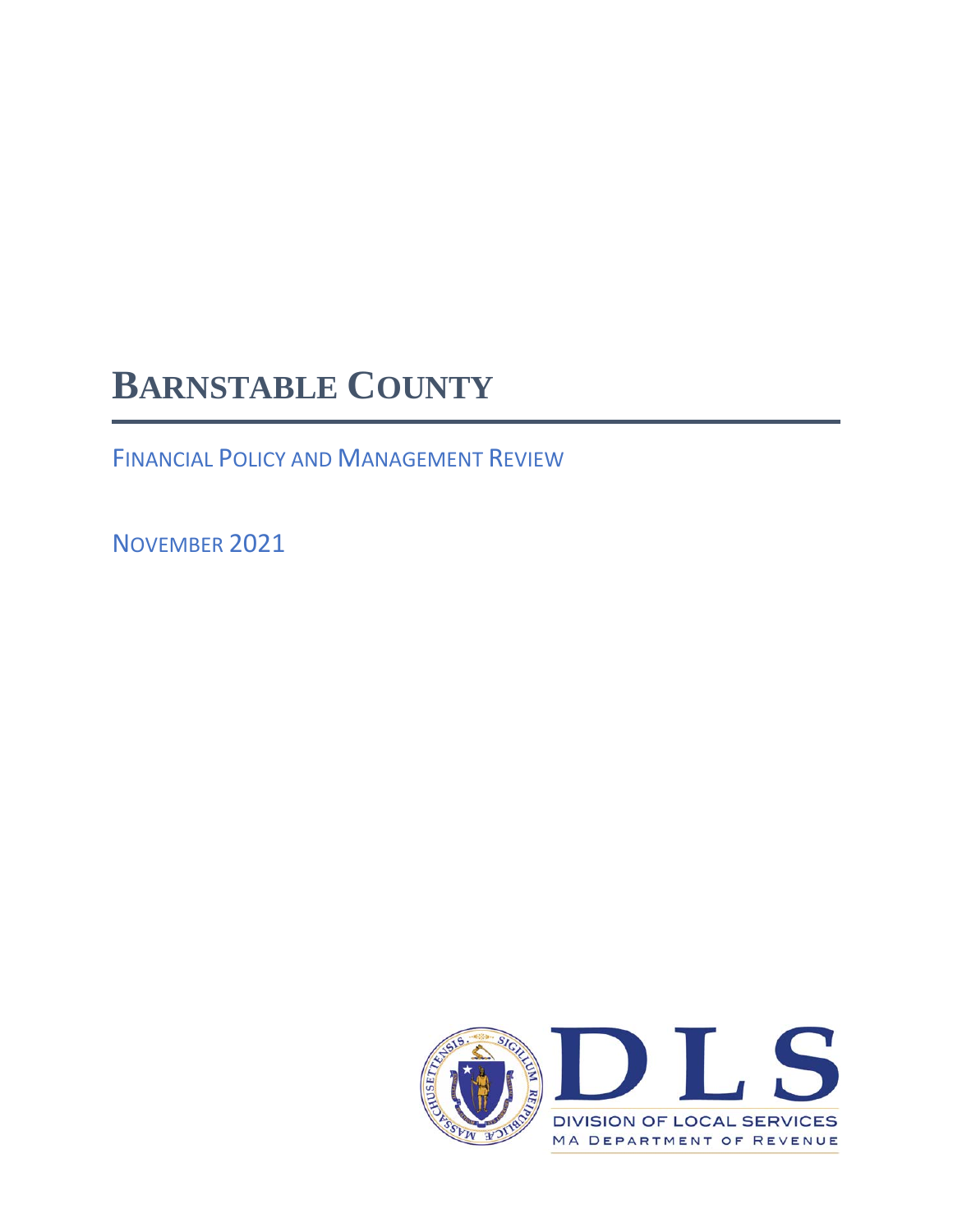# BARNSTABLE COUNTY

FINANCIAL POLICY AND MANAGEMENT REVIEW

NOVEMBER 2021

DLS

DIVISION OF LOCAL SERVICES

MA DEPARTMENT OF REVENUE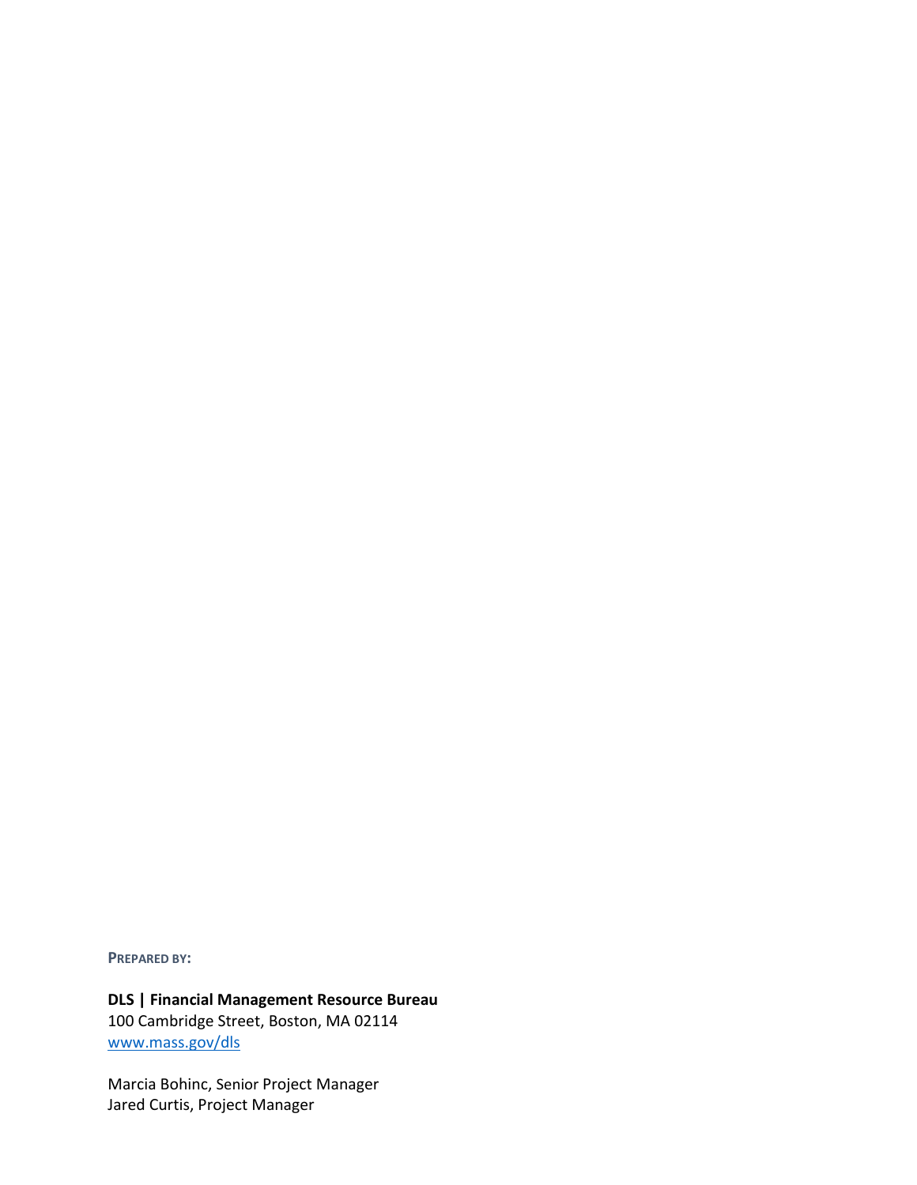**PREPARED BY:**

**DLS | Financial Management Resource Bureau**
100 Cambridge Street, Boston, MA 02114
[www.mass.gov/dls](http://www.mass.gov/dls)

Marcia Bohinc, Senior Project Manager
Jared Curtis, Project Manager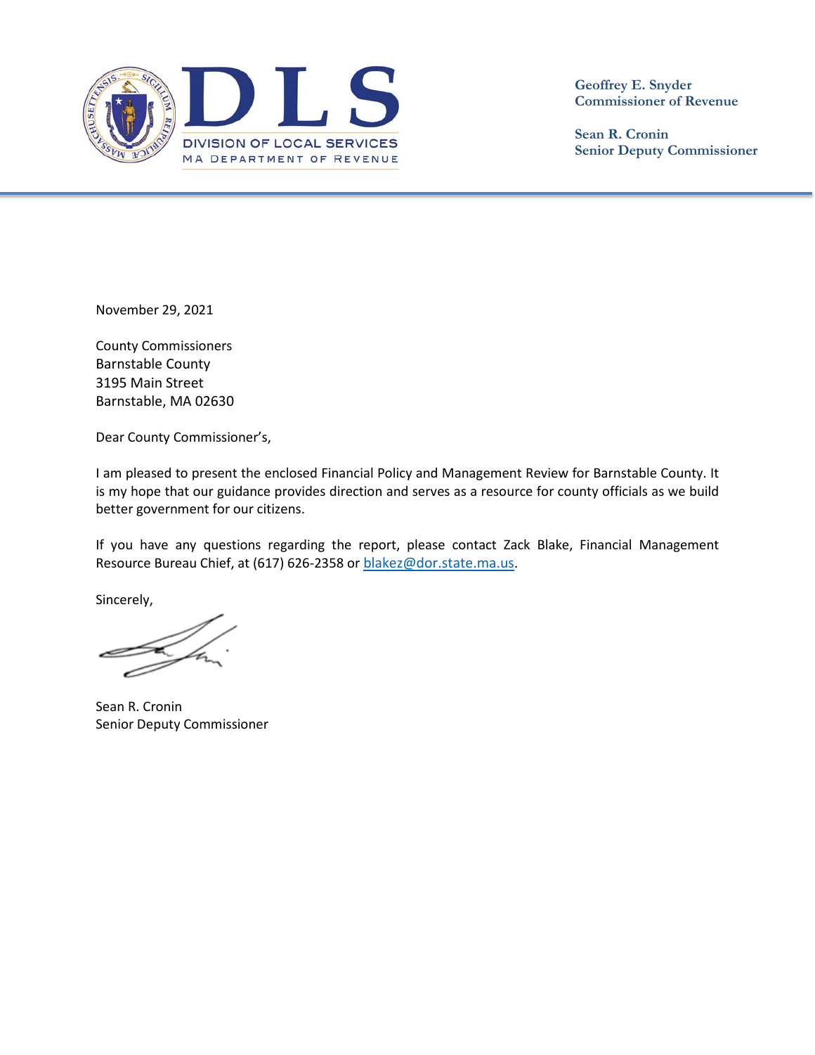**DLS**
DIVISION OF LOCAL SERVICES
MA DEPARTMENT OF REVENUE

**Geoffrey E. Snyder**
**Commissioner of Revenue**

**Sean R. Cronin**
**Senior Deputy Commissioner**

November 29, 2021

County Commissioners
Barnstable County
3195 Main Street
Barnstable, MA 02630

Dear County Commissioner's,

I am pleased to present the enclosed Financial Policy and Management Review for Barnstable County. It is my hope that our guidance provides direction and serves as a resource for county officials as we build better government for our citizens.

If you have any questions regarding the report, please contact Zack Blake, Financial Management Resource Bureau Chief, at (617) 626-2358 or [blakez@dor.state.ma.us](mailto:blakez@dor.state.ma.us).

Sincerely,

Sean R. Cronin
Senior Deputy Commissioner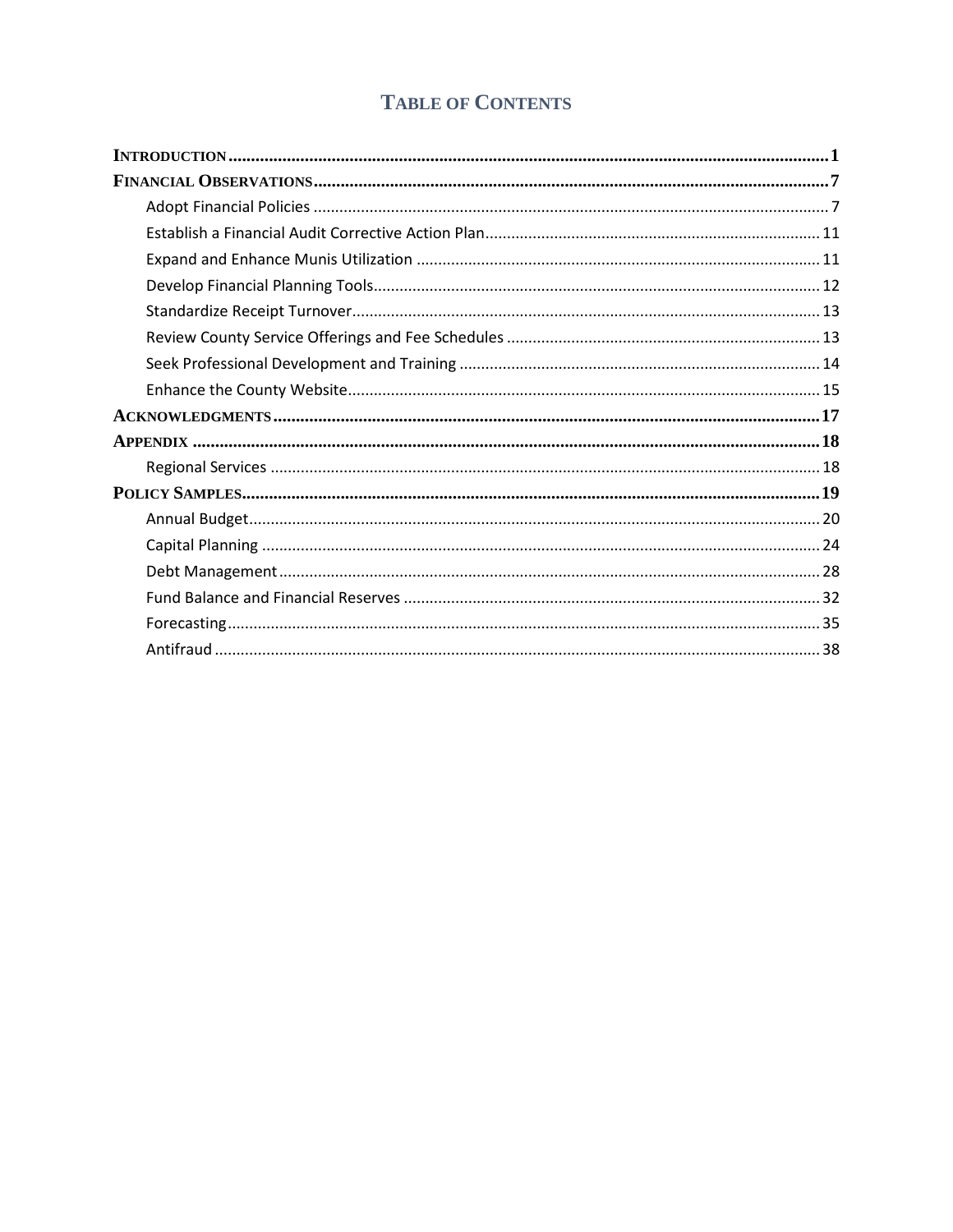# Table of Contents

**Introduction** ........ **1**

**Financial Observations** ........ **7**

- Adopt Financial Policies ........ 7
- Establish a Financial Audit Corrective Action Plan ........ 11
- Expand and Enhance Munis Utilization ........ 11
- Develop Financial Planning Tools ........ 12
- Standardize Receipt Turnover ........ 13
- Review County Service Offerings and Fee Schedules ........ 13
- Seek Professional Development and Training ........ 14
- Enhance the County Website ........ 15

**Acknowledgments** ........ **17**

**Appendix** ........ **18**

- Regional Services ........ 18

**Policy Samples** ........ **19**

- Annual Budget ........ 20
- Capital Planning ........ 24
- Debt Management ........ 28
- Fund Balance and Financial Reserves ........ 32
- Forecasting ........ 35
- Antifraud ........ 38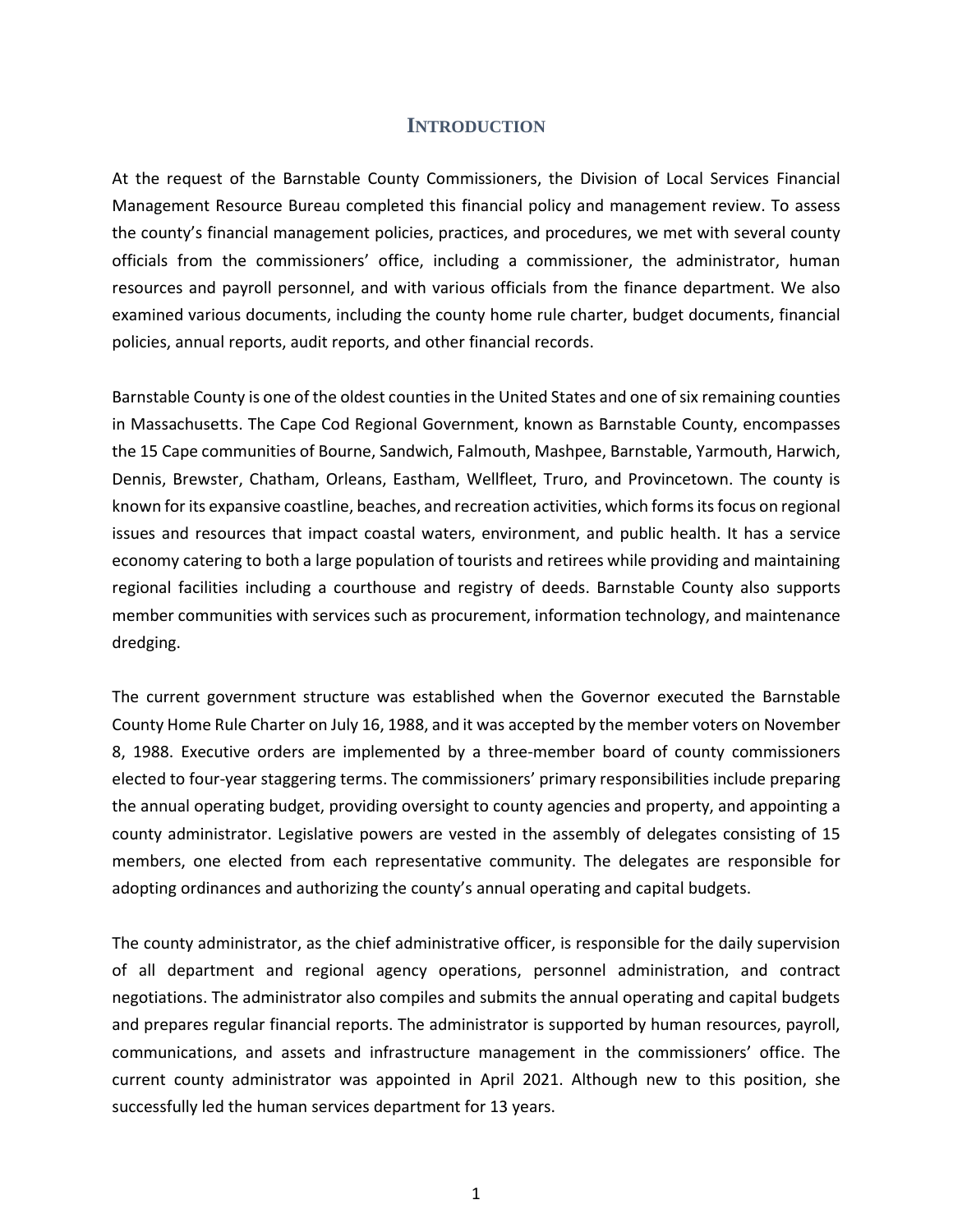# INTRODUCTION

At the request of the Barnstable County Commissioners, the Division of Local Services Financial Management Resource Bureau completed this financial policy and management review. To assess the county's financial management policies, practices, and procedures, we met with several county officials from the commissioners' office, including a commissioner, the administrator, human resources and payroll personnel, and with various officials from the finance department. We also examined various documents, including the county home rule charter, budget documents, financial policies, annual reports, audit reports, and other financial records.

Barnstable County is one of the oldest counties in the United States and one of six remaining counties in Massachusetts. The Cape Cod Regional Government, known as Barnstable County, encompasses the 15 Cape communities of Bourne, Sandwich, Falmouth, Mashpee, Barnstable, Yarmouth, Harwich, Dennis, Brewster, Chatham, Orleans, Eastham, Wellfleet, Truro, and Provincetown. The county is known for its expansive coastline, beaches, and recreation activities, which forms its focus on regional issues and resources that impact coastal waters, environment, and public health. It has a service economy catering to both a large population of tourists and retirees while providing and maintaining regional facilities including a courthouse and registry of deeds. Barnstable County also supports member communities with services such as procurement, information technology, and maintenance dredging.

The current government structure was established when the Governor executed the Barnstable County Home Rule Charter on July 16, 1988, and it was accepted by the member voters on November 8, 1988. Executive orders are implemented by a three-member board of county commissioners elected to four-year staggering terms. The commissioners' primary responsibilities include preparing the annual operating budget, providing oversight to county agencies and property, and appointing a county administrator. Legislative powers are vested in the assembly of delegates consisting of 15 members, one elected from each representative community. The delegates are responsible for adopting ordinances and authorizing the county's annual operating and capital budgets.

The county administrator, as the chief administrative officer, is responsible for the daily supervision of all department and regional agency operations, personnel administration, and contract negotiations. The administrator also compiles and submits the annual operating and capital budgets and prepares regular financial reports. The administrator is supported by human resources, payroll, communications, and assets and infrastructure management in the commissioners' office. The current county administrator was appointed in April 2021. Although new to this position, she successfully led the human services department for 13 years.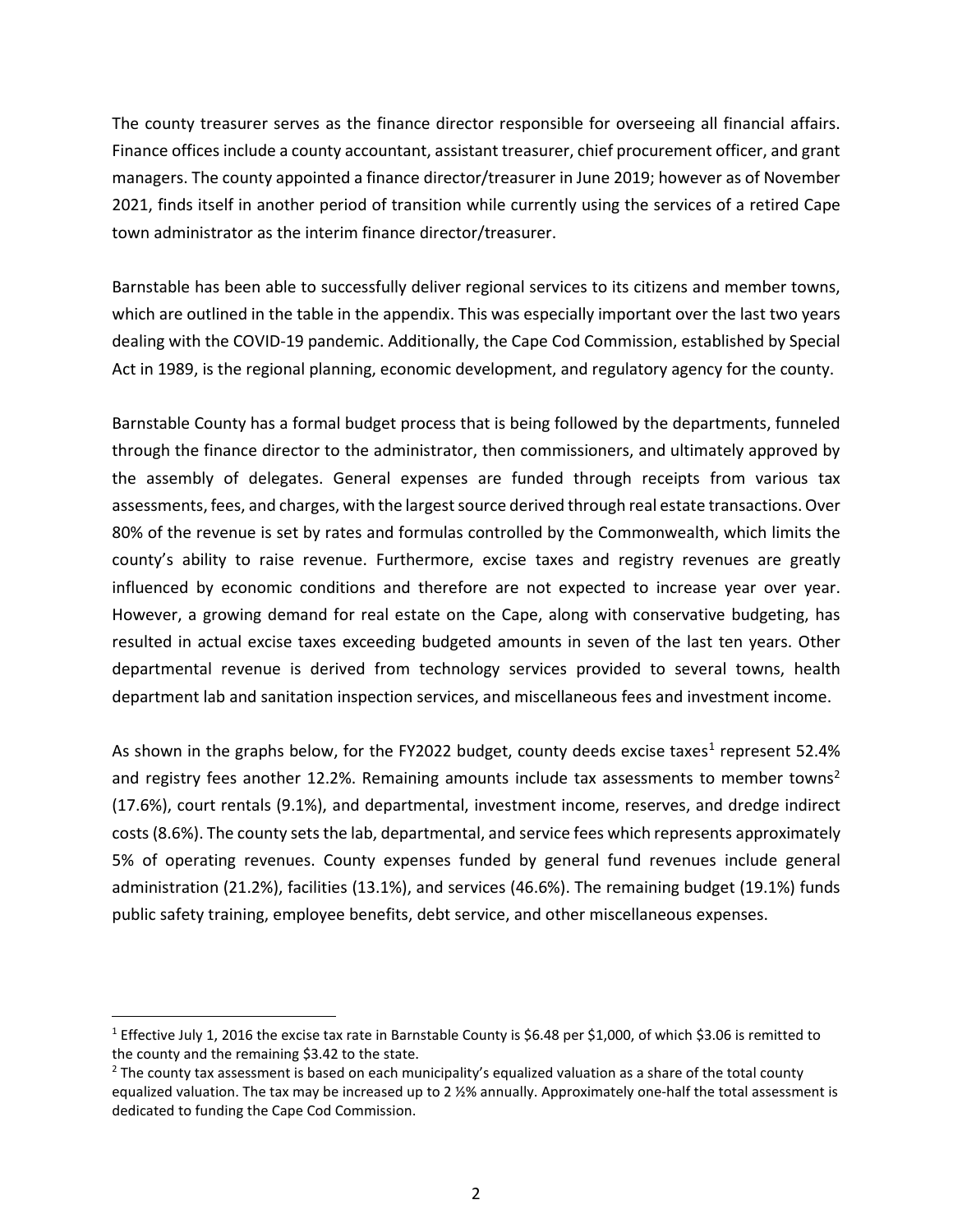The county treasurer serves as the finance director responsible for overseeing all financial affairs. Finance offices include a county accountant, assistant treasurer, chief procurement officer, and grant managers. The county appointed a finance director/treasurer in June 2019; however as of November 2021, finds itself in another period of transition while currently using the services of a retired Cape town administrator as the interim finance director/treasurer.

Barnstable has been able to successfully deliver regional services to its citizens and member towns, which are outlined in the table in the appendix. This was especially important over the last two years dealing with the COVID-19 pandemic. Additionally, the Cape Cod Commission, established by Special Act in 1989, is the regional planning, economic development, and regulatory agency for the county.

Barnstable County has a formal budget process that is being followed by the departments, funneled through the finance director to the administrator, then commissioners, and ultimately approved by the assembly of delegates. General expenses are funded through receipts from various tax assessments, fees, and charges, with the largest source derived through real estate transactions. Over 80% of the revenue is set by rates and formulas controlled by the Commonwealth, which limits the county's ability to raise revenue. Furthermore, excise taxes and registry revenues are greatly influenced by economic conditions and therefore are not expected to increase year over year. However, a growing demand for real estate on the Cape, along with conservative budgeting, has resulted in actual excise taxes exceeding budgeted amounts in seven of the last ten years. Other departmental revenue is derived from technology services provided to several towns, health department lab and sanitation inspection services, and miscellaneous fees and investment income.

As shown in the graphs below, for the FY2022 budget, county deeds excise taxes[1] represent 52.4% and registry fees another 12.2%. Remaining amounts include tax assessments to member towns[2] (17.6%), court rentals (9.1%), and departmental, investment income, reserves, and dredge indirect costs (8.6%). The county sets the lab, departmental, and service fees which represents approximately 5% of operating revenues. County expenses funded by general fund revenues include general administration (21.2%), facilities (13.1%), and services (46.6%). The remaining budget (19.1%) funds public safety training, employee benefits, debt service, and other miscellaneous expenses.

---

[1] Effective July 1, 2016 the excise tax rate in Barnstable County is \$6.48 per \$1,000, of which \$3.06 is remitted to the county and the remaining \$3.42 to the state.

[2] The county tax assessment is based on each municipality's equalized valuation as a share of the total county equalized valuation. The tax may be increased up to 2 ½% annually. Approximately one-half the total assessment is dedicated to funding the Cape Cod Commission.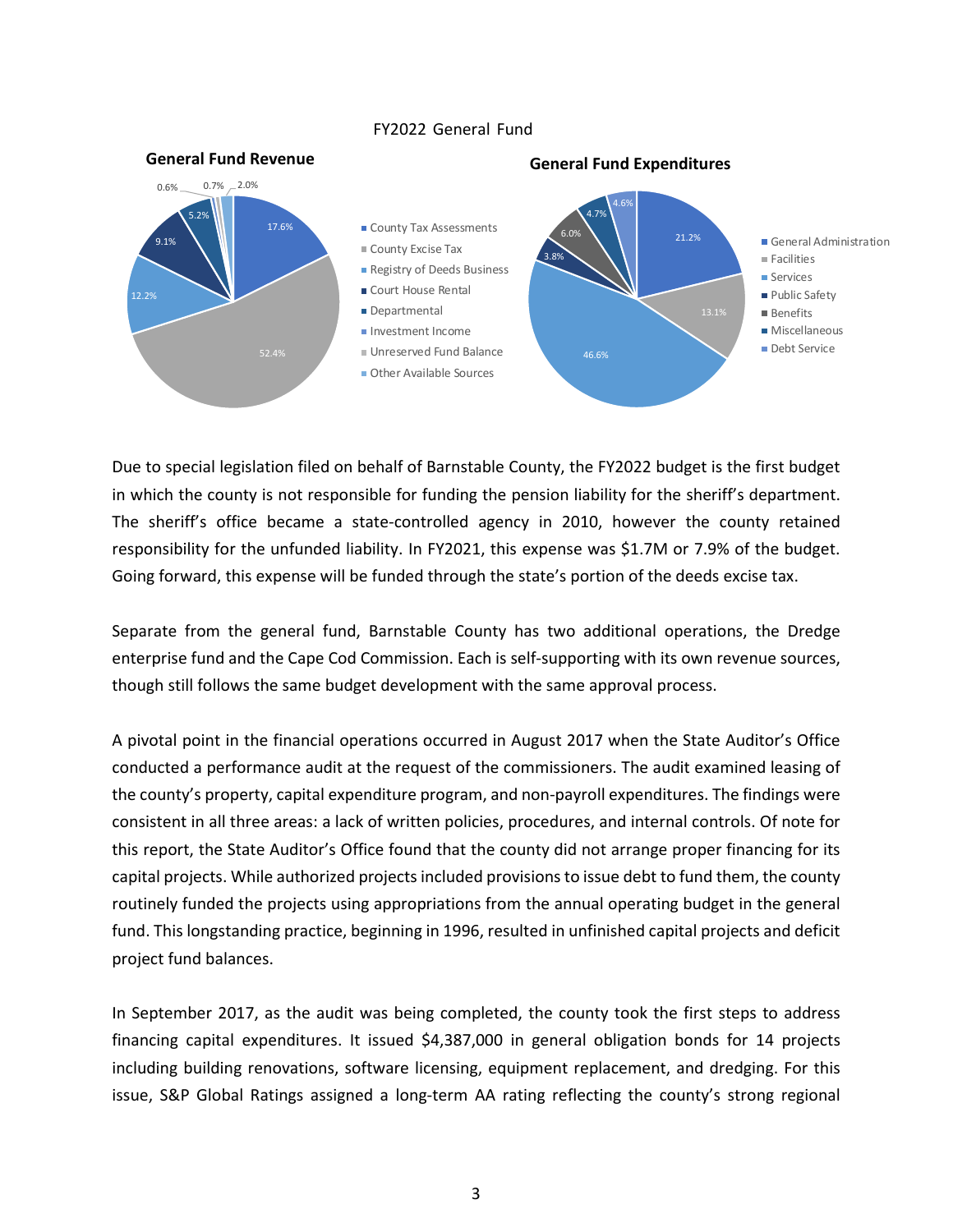FY2022 General Fund

**General Fund Revenue**

| Source | Share |
|---|---|
| County Tax Assessments | 17.6% |
| County Excise Tax | 52.4% |
| Registry of Deeds Business | 12.2% |
| Court House Rental | 9.1% |
| Departmental | 5.2% |
| Investment Income | 0.6% |
| Unreserved Fund Balance | 0.7% |
| Other Available Sources | 2.0% |

**General Fund Expenditures**

| Category | Share |
|---|---|
| General Administration | 21.2% |
| Facilities | 13.1% |
| Services | 46.6% |
| Public Safety | 3.8% |
| Benefits | 6.0% |
| Miscellaneous | 4.7% |
| Debt Service | 4.6% |

Due to special legislation filed on behalf of Barnstable County, the FY2022 budget is the first budget in which the county is not responsible for funding the pension liability for the sheriff's department. The sheriff's office became a state-controlled agency in 2010, however the county retained responsibility for the unfunded liability. In FY2021, this expense was $1.7M or 7.9% of the budget. Going forward, this expense will be funded through the state's portion of the deeds excise tax.

Separate from the general fund, Barnstable County has two additional operations, the Dredge enterprise fund and the Cape Cod Commission. Each is self-supporting with its own revenue sources, though still follows the same budget development with the same approval process.

A pivotal point in the financial operations occurred in August 2017 when the State Auditor's Office conducted a performance audit at the request of the commissioners. The audit examined leasing of the county's property, capital expenditure program, and non-payroll expenditures. The findings were consistent in all three areas: a lack of written policies, procedures, and internal controls. Of note for this report, the State Auditor's Office found that the county did not arrange proper financing for its capital projects. While authorized projects included provisions to issue debt to fund them, the county routinely funded the projects using appropriations from the annual operating budget in the general fund. This longstanding practice, beginning in 1996, resulted in unfinished capital projects and deficit project fund balances.

In September 2017, as the audit was being completed, the county took the first steps to address financing capital expenditures. It issued $4,387,000 in general obligation bonds for 14 projects including building renovations, software licensing, equipment replacement, and dredging. For this issue, S&P Global Ratings assigned a long-term AA rating reflecting the county's strong regional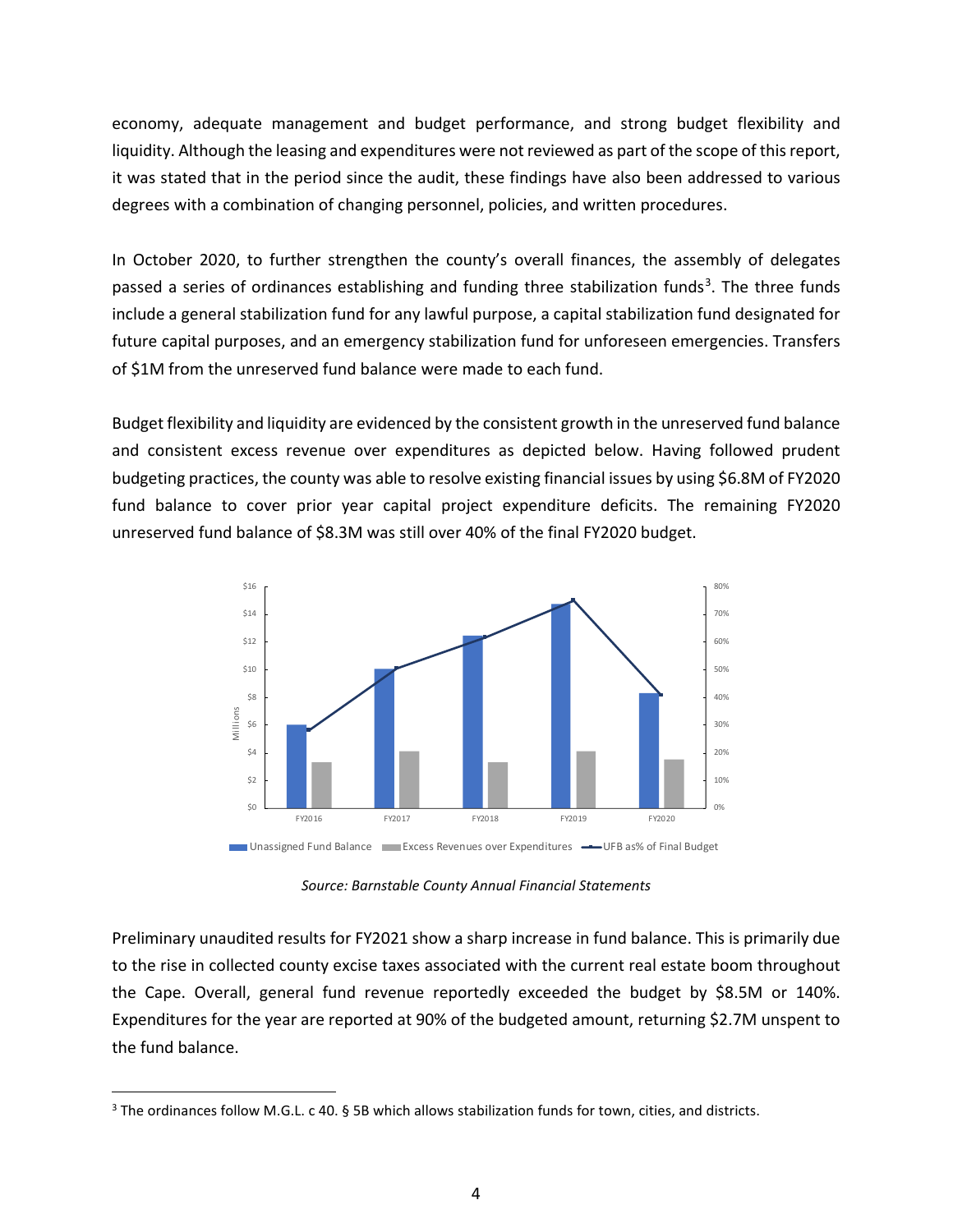economy, adequate management and budget performance, and strong budget flexibility and liquidity. Although the leasing and expenditures were not reviewed as part of the scope of this report, it was stated that in the period since the audit, these findings have also been addressed to various degrees with a combination of changing personnel, policies, and written procedures.

In October 2020, to further strengthen the county's overall finances, the assembly of delegates passed a series of ordinances establishing and funding three stabilization funds[3]. The three funds include a general stabilization fund for any lawful purpose, a capital stabilization fund designated for future capital purposes, and an emergency stabilization fund for unforeseen emergencies. Transfers of $1M from the unreserved fund balance were made to each fund.

Budget flexibility and liquidity are evidenced by the consistent growth in the unreserved fund balance and consistent excess revenue over expenditures as depicted below. Having followed prudent budgeting practices, the county was able to resolve existing financial issues by using $6.8M of FY2020 fund balance to cover prior year capital project expenditure deficits. The remaining FY2020 unreserved fund balance of $8.3M was still over 40% of the final FY2020 budget.

*Source: Barnstable County Annual Financial Statements*

Preliminary unaudited results for FY2021 show a sharp increase in fund balance. This is primarily due to the rise in collected county excise taxes associated with the current real estate boom throughout the Cape. Overall, general fund revenue reportedly exceeded the budget by $8.5M or 140%. Expenditures for the year are reported at 90% of the budgeted amount, returning $2.7M unspent to the fund balance.

[3] The ordinances follow M.G.L. c 40. § 5B which allows stabilization funds for town, cities, and districts.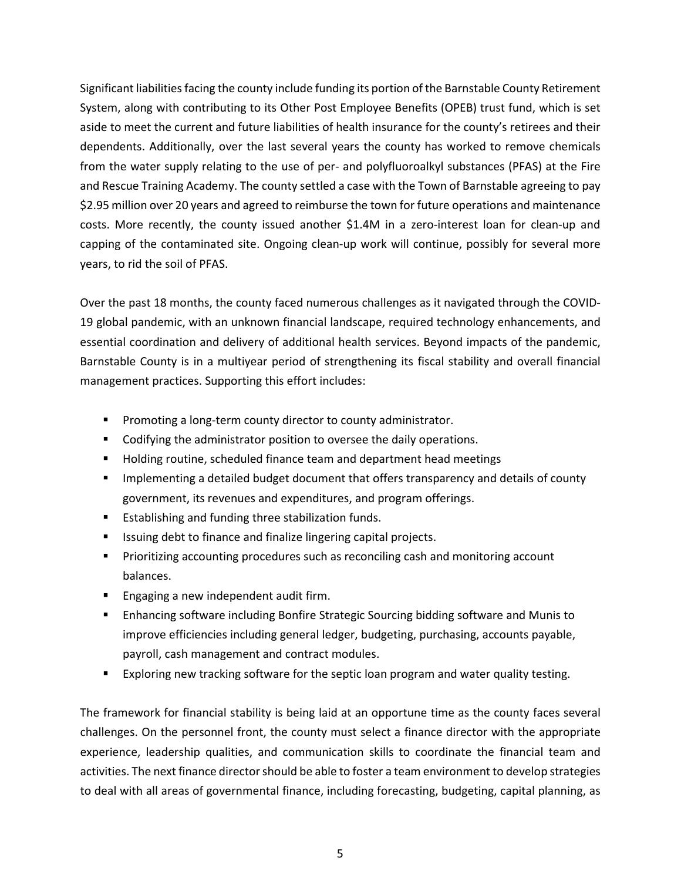Significant liabilities facing the county include funding its portion of the Barnstable County Retirement System, along with contributing to its Other Post Employee Benefits (OPEB) trust fund, which is set aside to meet the current and future liabilities of health insurance for the county's retirees and their dependents. Additionally, over the last several years the county has worked to remove chemicals from the water supply relating to the use of per- and polyfluoroalkyl substances (PFAS) at the Fire and Rescue Training Academy. The county settled a case with the Town of Barnstable agreeing to pay $2.95 million over 20 years and agreed to reimburse the town for future operations and maintenance costs. More recently, the county issued another $1.4M in a zero-interest loan for clean-up and capping of the contaminated site. Ongoing clean-up work will continue, possibly for several more years, to rid the soil of PFAS.

Over the past 18 months, the county faced numerous challenges as it navigated through the COVID-19 global pandemic, with an unknown financial landscape, required technology enhancements, and essential coordination and delivery of additional health services. Beyond impacts of the pandemic, Barnstable County is in a multiyear period of strengthening its fiscal stability and overall financial management practices. Supporting this effort includes:

- Promoting a long-term county director to county administrator.
- Codifying the administrator position to oversee the daily operations.
- Holding routine, scheduled finance team and department head meetings
- Implementing a detailed budget document that offers transparency and details of county government, its revenues and expenditures, and program offerings.
- Establishing and funding three stabilization funds.
- Issuing debt to finance and finalize lingering capital projects.
- Prioritizing accounting procedures such as reconciling cash and monitoring account balances.
- Engaging a new independent audit firm.
- Enhancing software including Bonfire Strategic Sourcing bidding software and Munis to improve efficiencies including general ledger, budgeting, purchasing, accounts payable, payroll, cash management and contract modules.
- Exploring new tracking software for the septic loan program and water quality testing.

The framework for financial stability is being laid at an opportune time as the county faces several challenges. On the personnel front, the county must select a finance director with the appropriate experience, leadership qualities, and communication skills to coordinate the financial team and activities. The next finance director should be able to foster a team environment to develop strategies to deal with all areas of governmental finance, including forecasting, budgeting, capital planning, as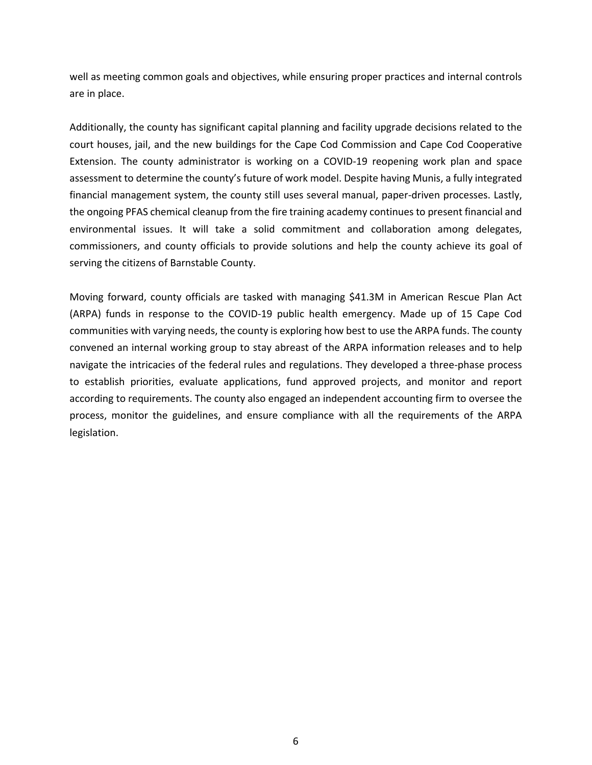well as meeting common goals and objectives, while ensuring proper practices and internal controls are in place.

Additionally, the county has significant capital planning and facility upgrade decisions related to the court houses, jail, and the new buildings for the Cape Cod Commission and Cape Cod Cooperative Extension. The county administrator is working on a COVID-19 reopening work plan and space assessment to determine the county's future of work model. Despite having Munis, a fully integrated financial management system, the county still uses several manual, paper-driven processes. Lastly, the ongoing PFAS chemical cleanup from the fire training academy continues to present financial and environmental issues. It will take a solid commitment and collaboration among delegates, commissioners, and county officials to provide solutions and help the county achieve its goal of serving the citizens of Barnstable County.

Moving forward, county officials are tasked with managing $41.3M in American Rescue Plan Act (ARPA) funds in response to the COVID-19 public health emergency. Made up of 15 Cape Cod communities with varying needs, the county is exploring how best to use the ARPA funds. The county convened an internal working group to stay abreast of the ARPA information releases and to help navigate the intricacies of the federal rules and regulations. They developed a three-phase process to establish priorities, evaluate applications, fund approved projects, and monitor and report according to requirements. The county also engaged an independent accounting firm to oversee the process, monitor the guidelines, and ensure compliance with all the requirements of the ARPA legislation.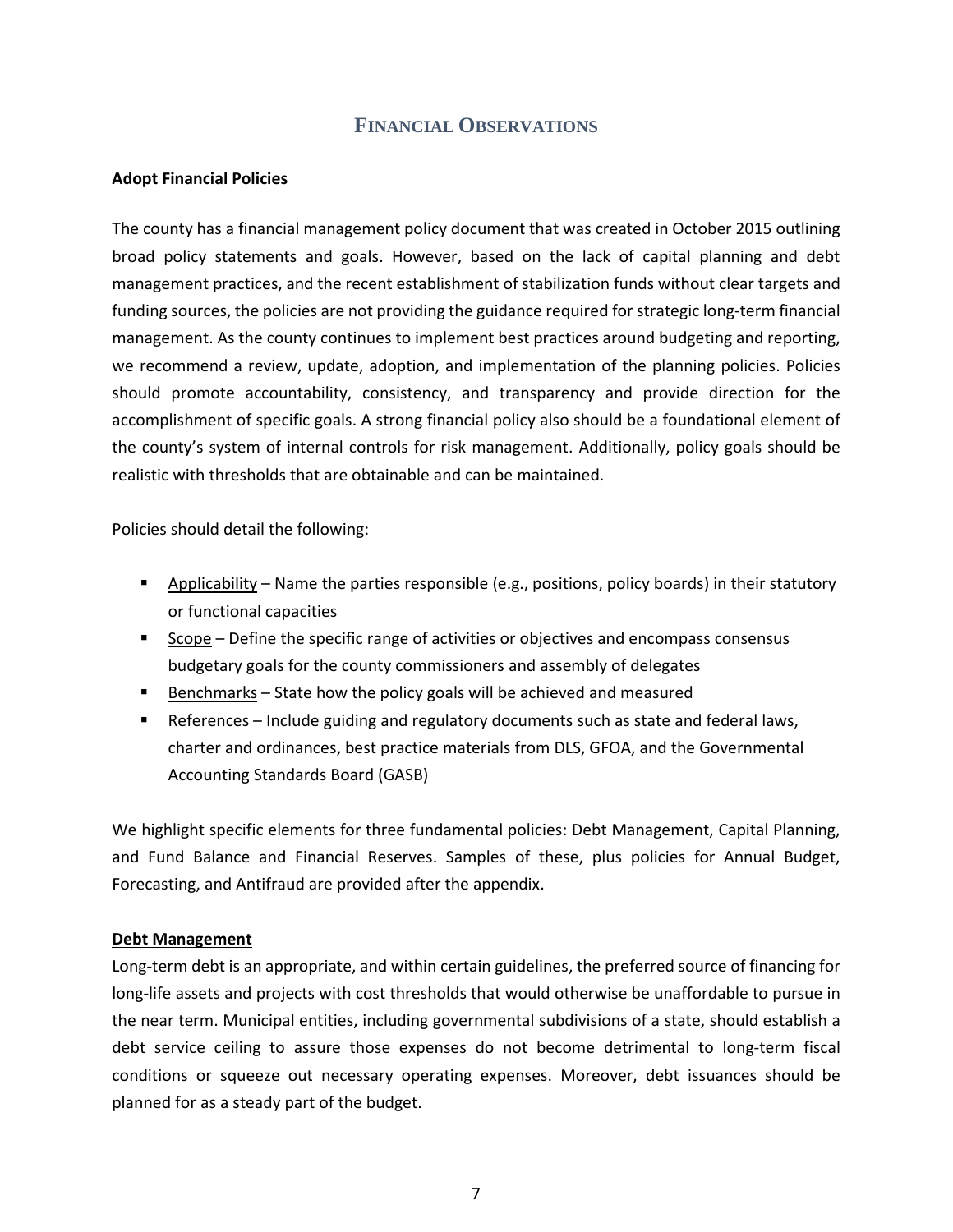# Financial Observations

**Adopt Financial Policies**

The county has a financial management policy document that was created in October 2015 outlining broad policy statements and goals. However, based on the lack of capital planning and debt management practices, and the recent establishment of stabilization funds without clear targets and funding sources, the policies are not providing the guidance required for strategic long-term financial management. As the county continues to implement best practices around budgeting and reporting, we recommend a review, update, adoption, and implementation of the planning policies. Policies should promote accountability, consistency, and transparency and provide direction for the accomplishment of specific goals. A strong financial policy also should be a foundational element of the county's system of internal controls for risk management. Additionally, policy goals should be realistic with thresholds that are obtainable and can be maintained.

Policies should detail the following:

- Applicability – Name the parties responsible (e.g., positions, policy boards) in their statutory or functional capacities
- Scope – Define the specific range of activities or objectives and encompass consensus budgetary goals for the county commissioners and assembly of delegates
- Benchmarks – State how the policy goals will be achieved and measured
- References – Include guiding and regulatory documents such as state and federal laws, charter and ordinances, best practice materials from DLS, GFOA, and the Governmental Accounting Standards Board (GASB)

We highlight specific elements for three fundamental policies: Debt Management, Capital Planning, and Fund Balance and Financial Reserves. Samples of these, plus policies for Annual Budget, Forecasting, and Antifraud are provided after the appendix.

**Debt Management**

Long-term debt is an appropriate, and within certain guidelines, the preferred source of financing for long-life assets and projects with cost thresholds that would otherwise be unaffordable to pursue in the near term. Municipal entities, including governmental subdivisions of a state, should establish a debt service ceiling to assure those expenses do not become detrimental to long-term fiscal conditions or squeeze out necessary operating expenses. Moreover, debt issuances should be planned for as a steady part of the budget.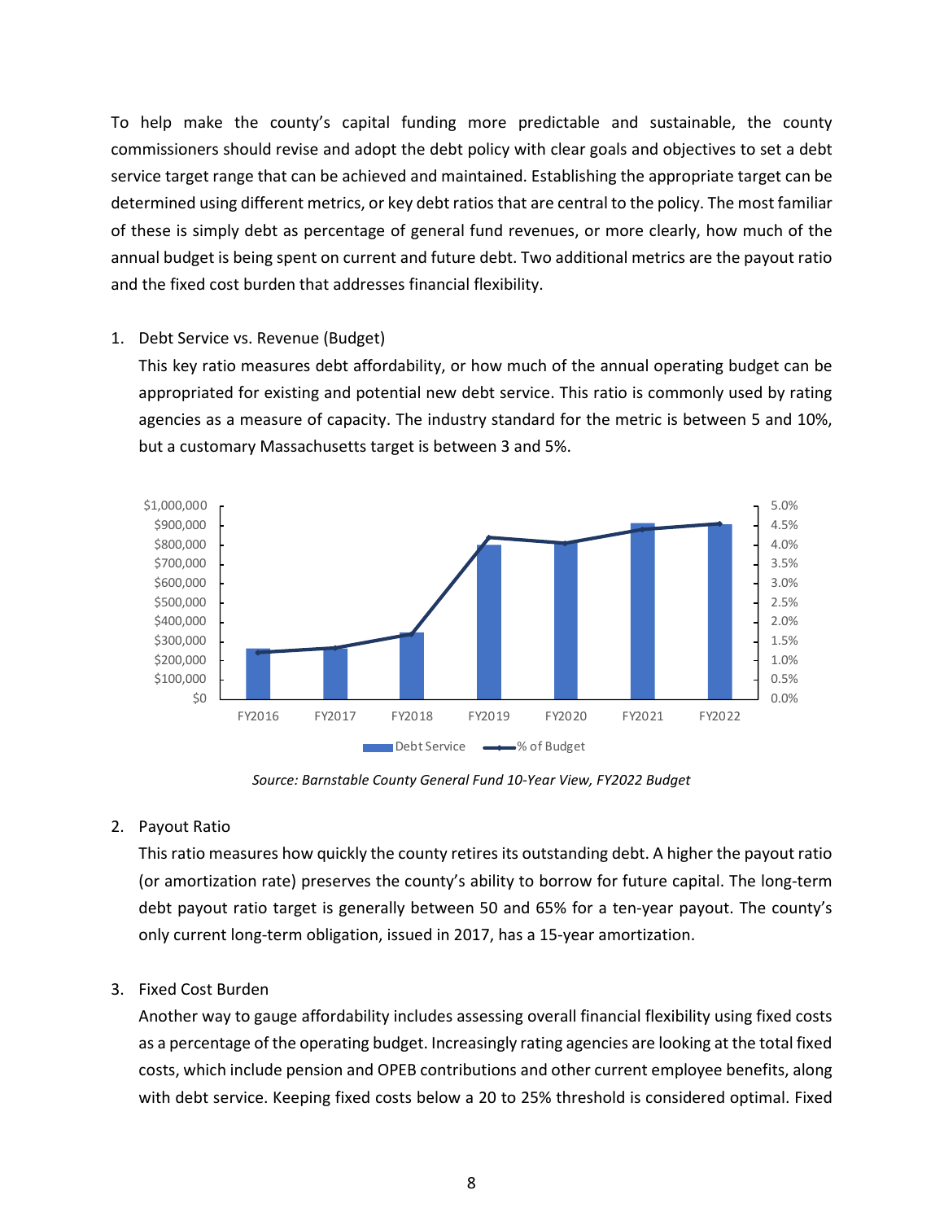To help make the county's capital funding more predictable and sustainable, the county commissioners should revise and adopt the debt policy with clear goals and objectives to set a debt service target range that can be achieved and maintained. Establishing the appropriate target can be determined using different metrics, or key debt ratios that are central to the policy. The most familiar of these is simply debt as percentage of general fund revenues, or more clearly, how much of the annual budget is being spent on current and future debt. Two additional metrics are the payout ratio and the fixed cost burden that addresses financial flexibility.

1. Debt Service vs. Revenue (Budget)

   This key ratio measures debt affordability, or how much of the annual operating budget can be appropriated for existing and potential new debt service. This ratio is commonly used by rating agencies as a measure of capacity. The industry standard for the metric is between 5 and 10%, but a customary Massachusetts target is between 3 and 5%.

   *Source: Barnstable County General Fund 10-Year View, FY2022 Budget*

2. Payout Ratio

   This ratio measures how quickly the county retires its outstanding debt. A higher the payout ratio (or amortization rate) preserves the county's ability to borrow for future capital. The long-term debt payout ratio target is generally between 50 and 65% for a ten-year payout. The county's only current long-term obligation, issued in 2017, has a 15-year amortization.

3. Fixed Cost Burden

   Another way to gauge affordability includes assessing overall financial flexibility using fixed costs as a percentage of the operating budget. Increasingly rating agencies are looking at the total fixed costs, which include pension and OPEB contributions and other current employee benefits, along with debt service. Keeping fixed costs below a 20 to 25% threshold is considered optimal. Fixed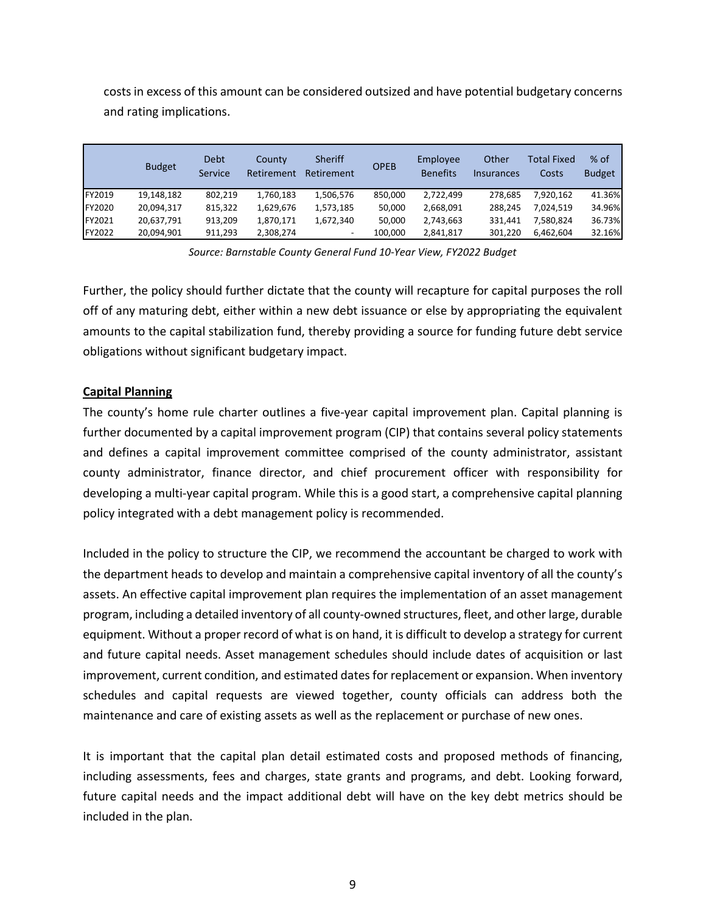costs in excess of this amount can be considered outsized and have potential budgetary concerns and rating implications.

| | Budget | Debt Service | County Retirement | Sheriff Retirement | OPEB | Employee Benefits | Other Insurances | Total Fixed Costs | % of Budget |
|---|---|---|---|---|---|---|---|---|---|
| FY2019 | 19,148,182 | 802,219 | 1,760,183 | 1,506,576 | 850,000 | 2,722,499 | 278,685 | 7,920,162 | 41.36% |
| FY2020 | 20,094,317 | 815,322 | 1,629,676 | 1,573,185 | 50,000 | 2,668,091 | 288,245 | 7,024,519 | 34.96% |
| FY2021 | 20,637,791 | 913,209 | 1,870,171 | 1,672,340 | 50,000 | 2,743,663 | 331,441 | 7,580,824 | 36.73% |
| FY2022 | 20,094,901 | 911,293 | 2,308,274 | - | 100,000 | 2,841,817 | 301,220 | 6,462,604 | 32.16% |

*Source: Barnstable County General Fund 10-Year View, FY2022 Budget*

Further, the policy should further dictate that the county will recapture for capital purposes the roll off of any maturing debt, either within a new debt issuance or else by appropriating the equivalent amounts to the capital stabilization fund, thereby providing a source for funding future debt service obligations without significant budgetary impact.

**Capital Planning**

The county's home rule charter outlines a five-year capital improvement plan. Capital planning is further documented by a capital improvement program (CIP) that contains several policy statements and defines a capital improvement committee comprised of the county administrator, assistant county administrator, finance director, and chief procurement officer with responsibility for developing a multi-year capital program. While this is a good start, a comprehensive capital planning policy integrated with a debt management policy is recommended.

Included in the policy to structure the CIP, we recommend the accountant be charged to work with the department heads to develop and maintain a comprehensive capital inventory of all the county's assets. An effective capital improvement plan requires the implementation of an asset management program, including a detailed inventory of all county-owned structures, fleet, and other large, durable equipment. Without a proper record of what is on hand, it is difficult to develop a strategy for current and future capital needs. Asset management schedules should include dates of acquisition or last improvement, current condition, and estimated dates for replacement or expansion. When inventory schedules and capital requests are viewed together, county officials can address both the maintenance and care of existing assets as well as the replacement or purchase of new ones.

It is important that the capital plan detail estimated costs and proposed methods of financing, including assessments, fees and charges, state grants and programs, and debt. Looking forward, future capital needs and the impact additional debt will have on the key debt metrics should be included in the plan.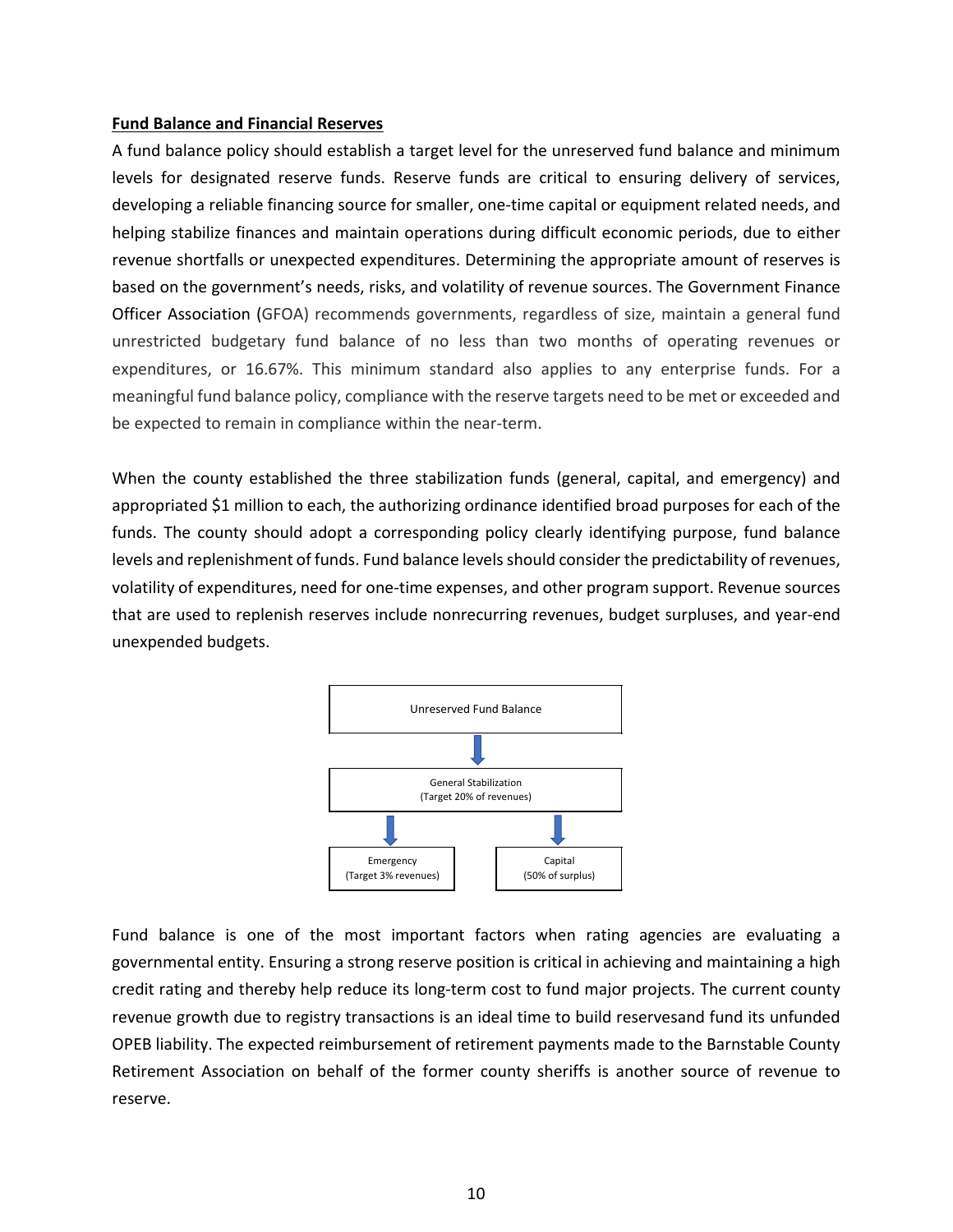**Fund Balance and Financial Reserves**

A fund balance policy should establish a target level for the unreserved fund balance and minimum levels for designated reserve funds. Reserve funds are critical to ensuring delivery of services, developing a reliable financing source for smaller, one-time capital or equipment related needs, and helping stabilize finances and maintain operations during difficult economic periods, due to either revenue shortfalls or unexpected expenditures. Determining the appropriate amount of reserves is based on the government's needs, risks, and volatility of revenue sources. The Government Finance Officer Association (GFOA) recommends governments, regardless of size, maintain a general fund unrestricted budgetary fund balance of no less than two months of operating revenues or expenditures, or 16.67%. This minimum standard also applies to any enterprise funds. For a meaningful fund balance policy, compliance with the reserve targets need to be met or exceeded and be expected to remain in compliance within the near-term.

When the county established the three stabilization funds (general, capital, and emergency) and appropriated $1 million to each, the authorizing ordinance identified broad purposes for each of the funds. The county should adopt a corresponding policy clearly identifying purpose, fund balance levels and replenishment of funds. Fund balance levels should consider the predictability of revenues, volatility of expenditures, need for one-time expenses, and other program support. Revenue sources that are used to replenish reserves include nonrecurring revenues, budget surpluses, and year-end unexpended budgets.

Unreserved Fund Balance

↓

General Stabilization
(Target 20% of revenues)

↓ Emergency (Target 3% revenues)

↓ Capital (50% of surplus)

Fund balance is one of the most important factors when rating agencies are evaluating a governmental entity. Ensuring a strong reserve position is critical in achieving and maintaining a high credit rating and thereby help reduce its long-term cost to fund major projects. The current county revenue growth due to registry transactions is an ideal time to build reservesand fund its unfunded OPEB liability. The expected reimbursement of retirement payments made to the Barnstable County Retirement Association on behalf of the former county sheriffs is another source of revenue to reserve.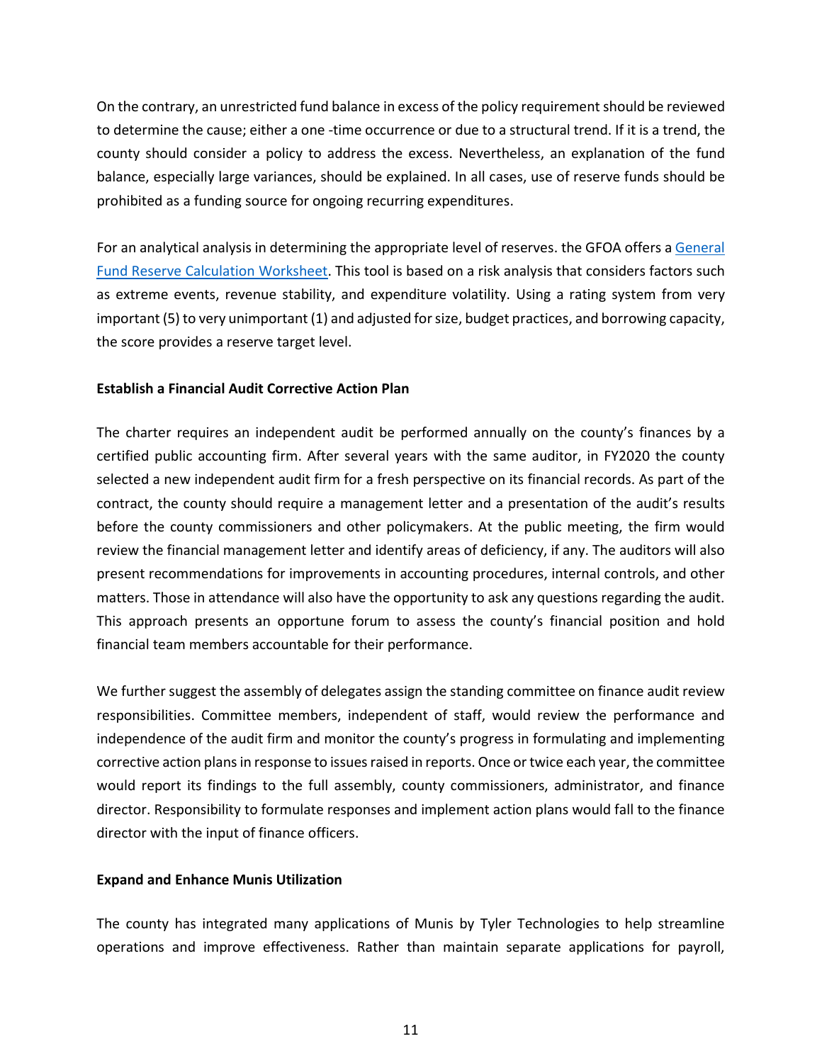On the contrary, an unrestricted fund balance in excess of the policy requirement should be reviewed to determine the cause; either a one -time occurrence or due to a structural trend. If it is a trend, the county should consider a policy to address the excess. Nevertheless, an explanation of the fund balance, especially large variances, should be explained. In all cases, use of reserve funds should be prohibited as a funding source for ongoing recurring expenditures.

For an analytical analysis in determining the appropriate level of reserves. the GFOA offers a [General Fund Reserve Calculation Worksheet](). This tool is based on a risk analysis that considers factors such as extreme events, revenue stability, and expenditure volatility. Using a rating system from very important (5) to very unimportant (1) and adjusted for size, budget practices, and borrowing capacity, the score provides a reserve target level.

**Establish a Financial Audit Corrective Action Plan**

The charter requires an independent audit be performed annually on the county's finances by a certified public accounting firm. After several years with the same auditor, in FY2020 the county selected a new independent audit firm for a fresh perspective on its financial records. As part of the contract, the county should require a management letter and a presentation of the audit's results before the county commissioners and other policymakers. At the public meeting, the firm would review the financial management letter and identify areas of deficiency, if any. The auditors will also present recommendations for improvements in accounting procedures, internal controls, and other matters. Those in attendance will also have the opportunity to ask any questions regarding the audit. This approach presents an opportune forum to assess the county's financial position and hold financial team members accountable for their performance.

We further suggest the assembly of delegates assign the standing committee on finance audit review responsibilities. Committee members, independent of staff, would review the performance and independence of the audit firm and monitor the county's progress in formulating and implementing corrective action plans in response to issues raised in reports. Once or twice each year, the committee would report its findings to the full assembly, county commissioners, administrator, and finance director. Responsibility to formulate responses and implement action plans would fall to the finance director with the input of finance officers.

**Expand and Enhance Munis Utilization**

The county has integrated many applications of Munis by Tyler Technologies to help streamline operations and improve effectiveness. Rather than maintain separate applications for payroll,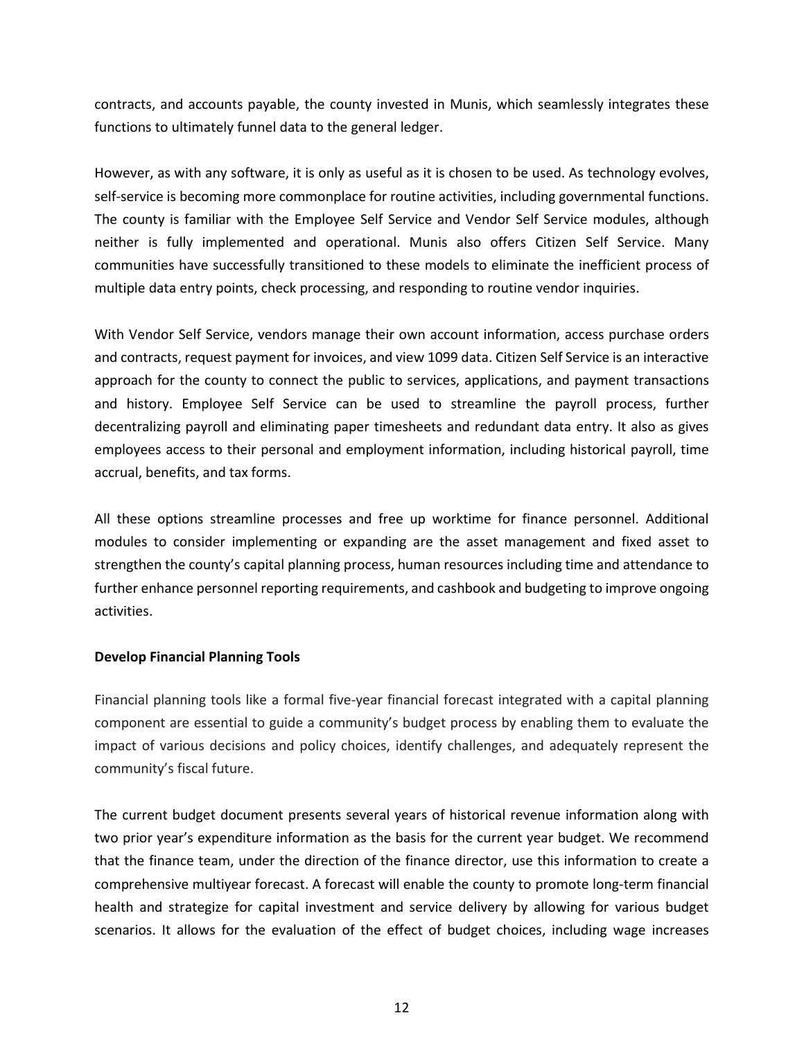contracts, and accounts payable, the county invested in Munis, which seamlessly integrates these functions to ultimately funnel data to the general ledger.

However, as with any software, it is only as useful as it is chosen to be used. As technology evolves, self-service is becoming more commonplace for routine activities, including governmental functions. The county is familiar with the Employee Self Service and Vendor Self Service modules, although neither is fully implemented and operational. Munis also offers Citizen Self Service. Many communities have successfully transitioned to these models to eliminate the inefficient process of multiple data entry points, check processing, and responding to routine vendor inquiries.

With Vendor Self Service, vendors manage their own account information, access purchase orders and contracts, request payment for invoices, and view 1099 data. Citizen Self Service is an interactive approach for the county to connect the public to services, applications, and payment transactions and history. Employee Self Service can be used to streamline the payroll process, further decentralizing payroll and eliminating paper timesheets and redundant data entry. It also as gives employees access to their personal and employment information, including historical payroll, time accrual, benefits, and tax forms.

All these options streamline processes and free up worktime for finance personnel. Additional modules to consider implementing or expanding are the asset management and fixed asset to strengthen the county's capital planning process, human resources including time and attendance to further enhance personnel reporting requirements, and cashbook and budgeting to improve ongoing activities.

**Develop Financial Planning Tools**

Financial planning tools like a formal five-year financial forecast integrated with a capital planning component are essential to guide a community's budget process by enabling them to evaluate the impact of various decisions and policy choices, identify challenges, and adequately represent the community's fiscal future.

The current budget document presents several years of historical revenue information along with two prior year's expenditure information as the basis for the current year budget. We recommend that the finance team, under the direction of the finance director, use this information to create a comprehensive multiyear forecast. A forecast will enable the county to promote long-term financial health and strategize for capital investment and service delivery by allowing for various budget scenarios. It allows for the evaluation of the effect of budget choices, including wage increases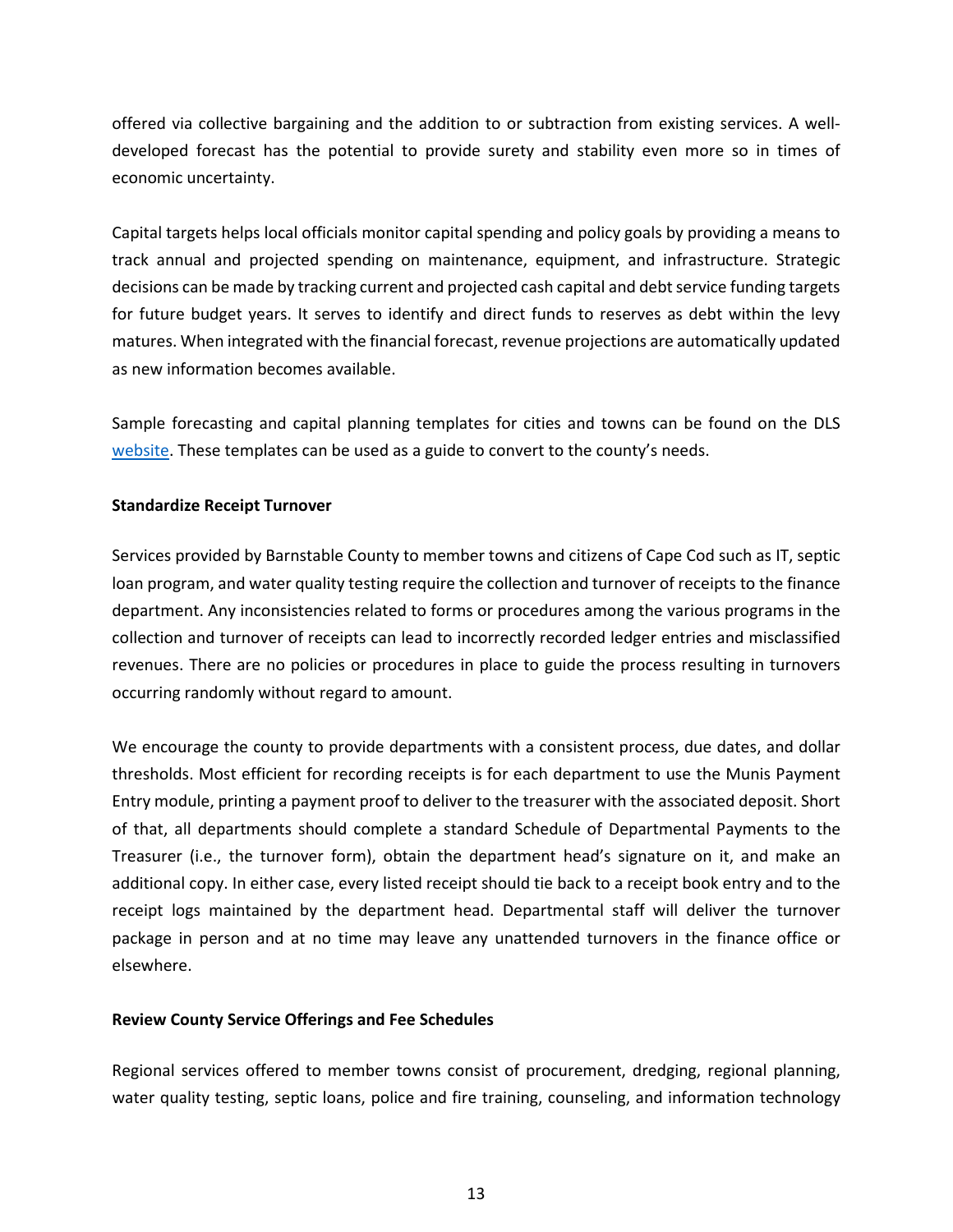offered via collective bargaining and the addition to or subtraction from existing services. A well-developed forecast has the potential to provide surety and stability even more so in times of economic uncertainty.

Capital targets helps local officials monitor capital spending and policy goals by providing a means to track annual and projected spending on maintenance, equipment, and infrastructure. Strategic decisions can be made by tracking current and projected cash capital and debt service funding targets for future budget years. It serves to identify and direct funds to reserves as debt within the levy matures. When integrated with the financial forecast, revenue projections are automatically updated as new information becomes available.

Sample forecasting and capital planning templates for cities and towns can be found on the DLS website. These templates can be used as a guide to convert to the county's needs.

**Standardize Receipt Turnover**

Services provided by Barnstable County to member towns and citizens of Cape Cod such as IT, septic loan program, and water quality testing require the collection and turnover of receipts to the finance department. Any inconsistencies related to forms or procedures among the various programs in the collection and turnover of receipts can lead to incorrectly recorded ledger entries and misclassified revenues. There are no policies or procedures in place to guide the process resulting in turnovers occurring randomly without regard to amount.

We encourage the county to provide departments with a consistent process, due dates, and dollar thresholds. Most efficient for recording receipts is for each department to use the Munis Payment Entry module, printing a payment proof to deliver to the treasurer with the associated deposit. Short of that, all departments should complete a standard Schedule of Departmental Payments to the Treasurer (i.e., the turnover form), obtain the department head's signature on it, and make an additional copy. In either case, every listed receipt should tie back to a receipt book entry and to the receipt logs maintained by the department head. Departmental staff will deliver the turnover package in person and at no time may leave any unattended turnovers in the finance office or elsewhere.

**Review County Service Offerings and Fee Schedules**

Regional services offered to member towns consist of procurement, dredging, regional planning, water quality testing, septic loans, police and fire training, counseling, and information technology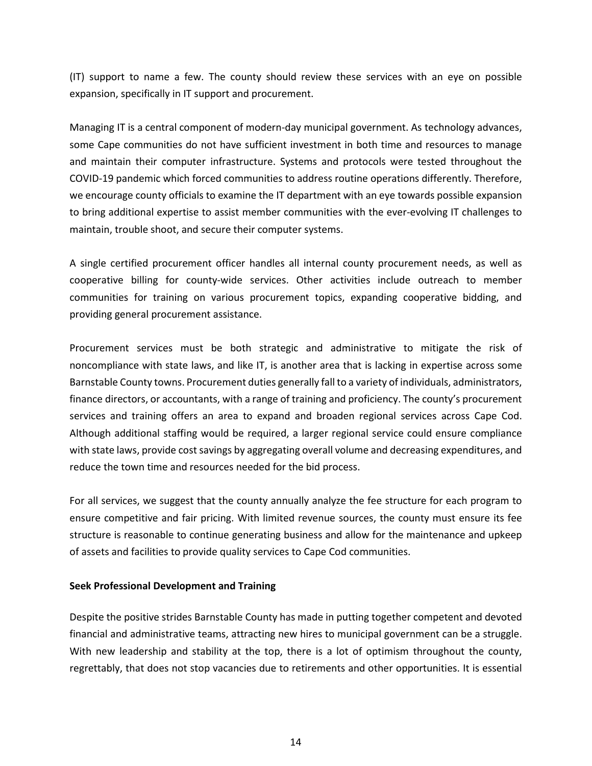(IT) support to name a few. The county should review these services with an eye on possible expansion, specifically in IT support and procurement.

Managing IT is a central component of modern-day municipal government. As technology advances, some Cape communities do not have sufficient investment in both time and resources to manage and maintain their computer infrastructure. Systems and protocols were tested throughout the COVID-19 pandemic which forced communities to address routine operations differently. Therefore, we encourage county officials to examine the IT department with an eye towards possible expansion to bring additional expertise to assist member communities with the ever-evolving IT challenges to maintain, trouble shoot, and secure their computer systems.

A single certified procurement officer handles all internal county procurement needs, as well as cooperative billing for county-wide services. Other activities include outreach to member communities for training on various procurement topics, expanding cooperative bidding, and providing general procurement assistance.

Procurement services must be both strategic and administrative to mitigate the risk of noncompliance with state laws, and like IT, is another area that is lacking in expertise across some Barnstable County towns. Procurement duties generally fall to a variety of individuals, administrators, finance directors, or accountants, with a range of training and proficiency. The county's procurement services and training offers an area to expand and broaden regional services across Cape Cod. Although additional staffing would be required, a larger regional service could ensure compliance with state laws, provide cost savings by aggregating overall volume and decreasing expenditures, and reduce the town time and resources needed for the bid process.

For all services, we suggest that the county annually analyze the fee structure for each program to ensure competitive and fair pricing. With limited revenue sources, the county must ensure its fee structure is reasonable to continue generating business and allow for the maintenance and upkeep of assets and facilities to provide quality services to Cape Cod communities.

**Seek Professional Development and Training**

Despite the positive strides Barnstable County has made in putting together competent and devoted financial and administrative teams, attracting new hires to municipal government can be a struggle. With new leadership and stability at the top, there is a lot of optimism throughout the county, regrettably, that does not stop vacancies due to retirements and other opportunities. It is essential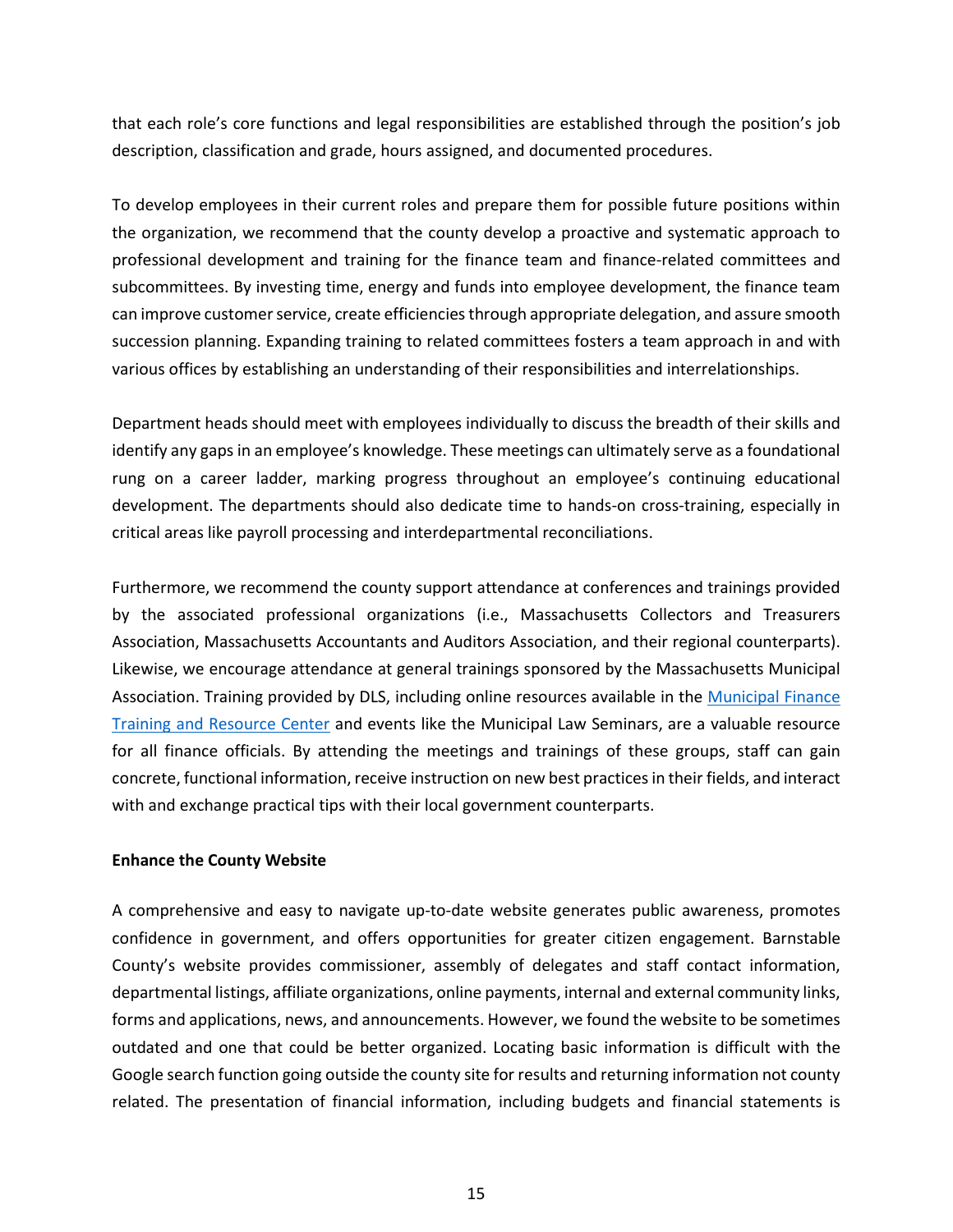that each role's core functions and legal responsibilities are established through the position's job description, classification and grade, hours assigned, and documented procedures.

To develop employees in their current roles and prepare them for possible future positions within the organization, we recommend that the county develop a proactive and systematic approach to professional development and training for the finance team and finance-related committees and subcommittees. By investing time, energy and funds into employee development, the finance team can improve customer service, create efficiencies through appropriate delegation, and assure smooth succession planning. Expanding training to related committees fosters a team approach in and with various offices by establishing an understanding of their responsibilities and interrelationships.

Department heads should meet with employees individually to discuss the breadth of their skills and identify any gaps in an employee's knowledge. These meetings can ultimately serve as a foundational rung on a career ladder, marking progress throughout an employee's continuing educational development. The departments should also dedicate time to hands-on cross-training, especially in critical areas like payroll processing and interdepartmental reconciliations.

Furthermore, we recommend the county support attendance at conferences and trainings provided by the associated professional organizations (i.e., Massachusetts Collectors and Treasurers Association, Massachusetts Accountants and Auditors Association, and their regional counterparts). Likewise, we encourage attendance at general trainings sponsored by the Massachusetts Municipal Association. Training provided by DLS, including online resources available in the [Municipal Finance Training and Resource Center]() and events like the Municipal Law Seminars, are a valuable resource for all finance officials. By attending the meetings and trainings of these groups, staff can gain concrete, functional information, receive instruction on new best practices in their fields, and interact with and exchange practical tips with their local government counterparts.

**Enhance the County Website**

A comprehensive and easy to navigate up-to-date website generates public awareness, promotes confidence in government, and offers opportunities for greater citizen engagement. Barnstable County's website provides commissioner, assembly of delegates and staff contact information, departmental listings, affiliate organizations, online payments, internal and external community links, forms and applications, news, and announcements. However, we found the website to be sometimes outdated and one that could be better organized. Locating basic information is difficult with the Google search function going outside the county site for results and returning information not county related. The presentation of financial information, including budgets and financial statements is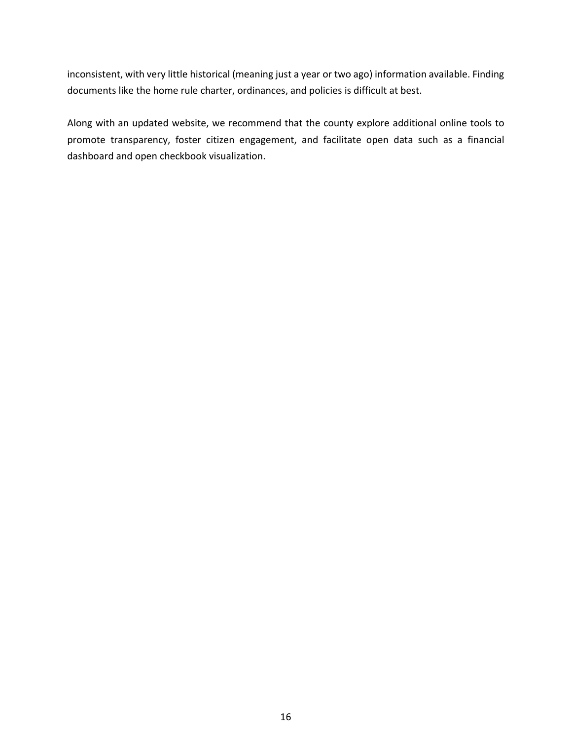inconsistent, with very little historical (meaning just a year or two ago) information available. Finding documents like the home rule charter, ordinances, and policies is difficult at best.

Along with an updated website, we recommend that the county explore additional online tools to promote transparency, foster citizen engagement, and facilitate open data such as a financial dashboard and open checkbook visualization.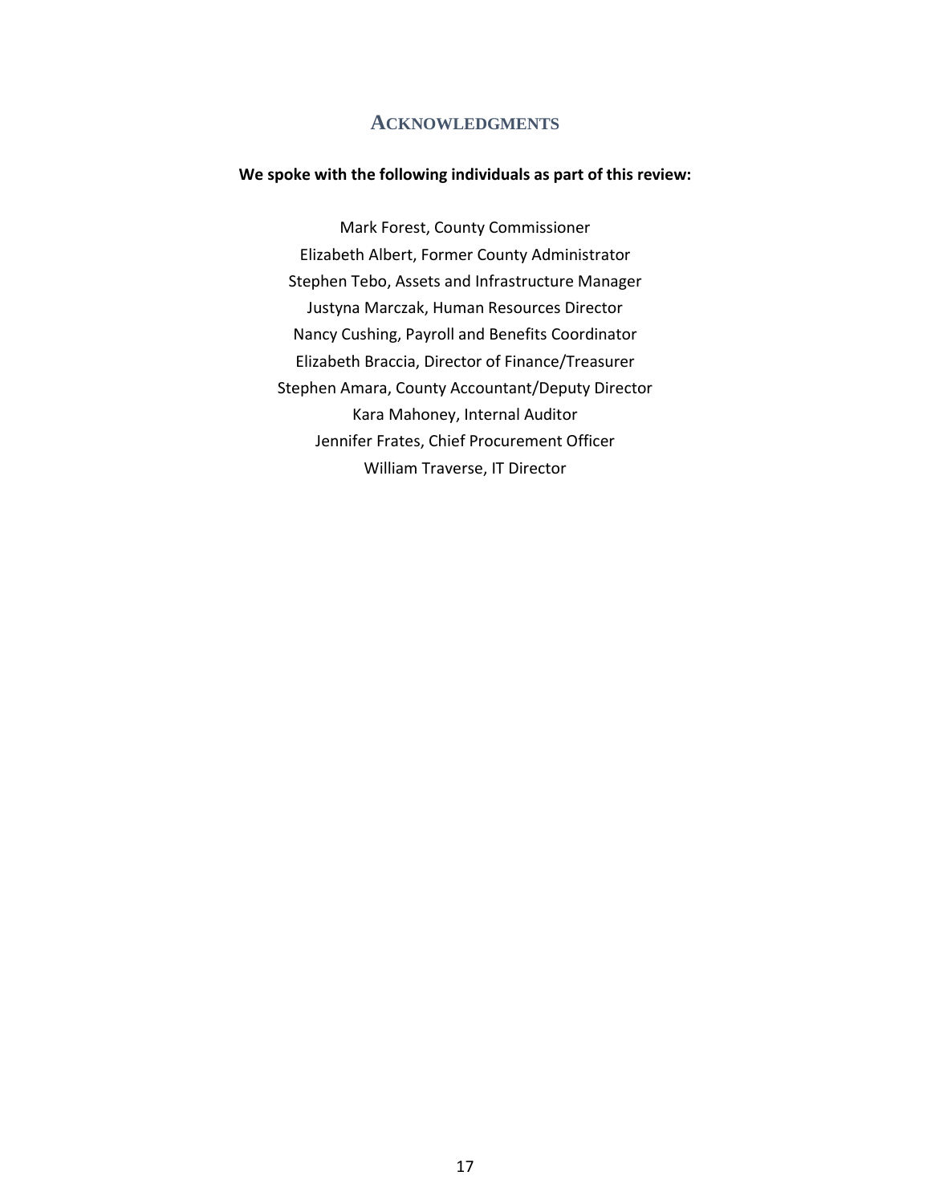## Acknowledgments

**We spoke with the following individuals as part of this review:**

Mark Forest, County Commissioner
Elizabeth Albert, Former County Administrator
Stephen Tebo, Assets and Infrastructure Manager
Justyna Marczak, Human Resources Director
Nancy Cushing, Payroll and Benefits Coordinator
Elizabeth Braccia, Director of Finance/Treasurer
Stephen Amara, County Accountant/Deputy Director
Kara Mahoney, Internal Auditor
Jennifer Frates, Chief Procurement Officer
William Traverse, IT Director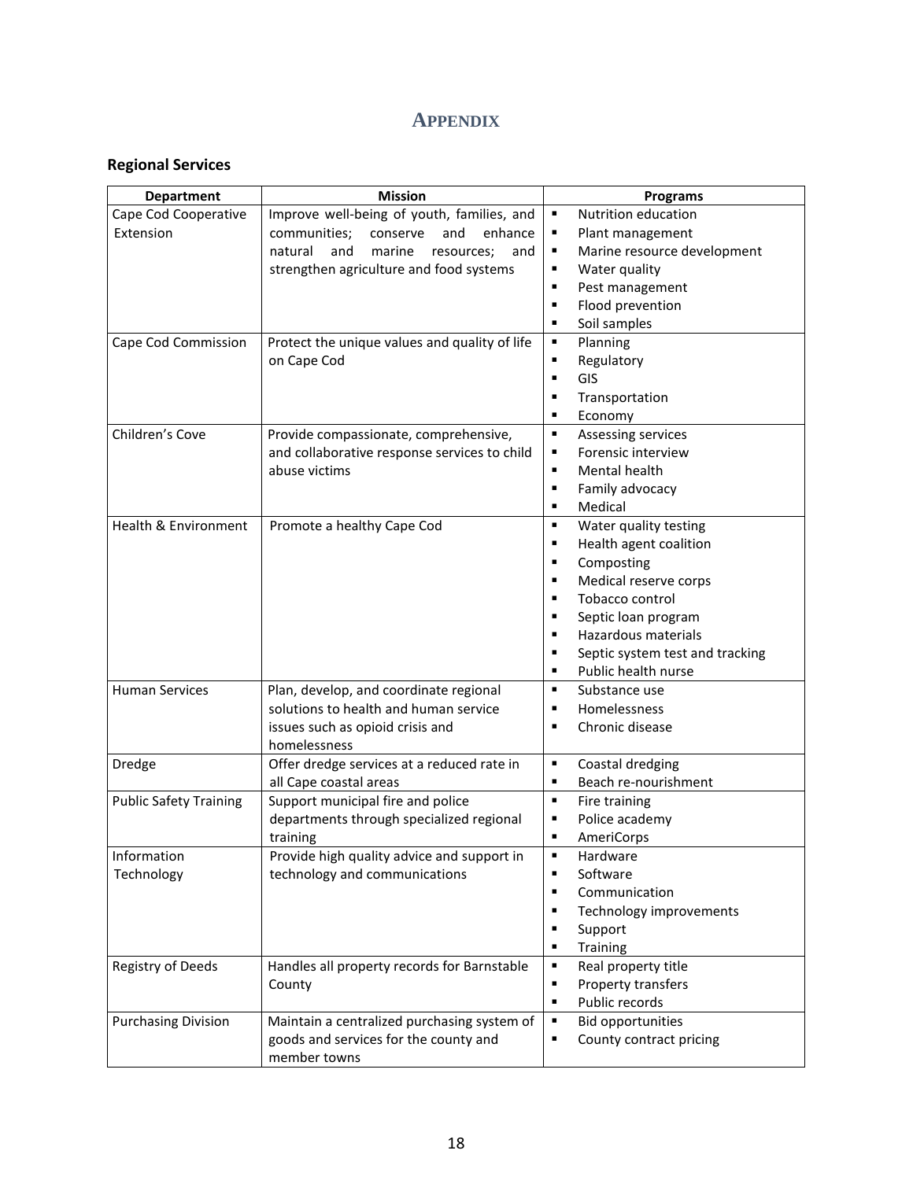# APPENDIX

## Regional Services

| Department | Mission | Programs |
|---|---|---|
| Cape Cod Cooperative Extension | Improve well-being of youth, families, and communities; conserve and enhance natural and marine resources; and strengthen agriculture and food systems | ▪ Nutrition education<br>▪ Plant management<br>▪ Marine resource development<br>▪ Water quality<br>▪ Pest management<br>▪ Flood prevention<br>▪ Soil samples |
| Cape Cod Commission | Protect the unique values and quality of life on Cape Cod | ▪ Planning<br>▪ Regulatory<br>▪ GIS<br>▪ Transportation<br>▪ Economy |
| Children's Cove | Provide compassionate, comprehensive, and collaborative response services to child abuse victims | ▪ Assessing services<br>▪ Forensic interview<br>▪ Mental health<br>▪ Family advocacy<br>▪ Medical |
| Health & Environment | Promote a healthy Cape Cod | ▪ Water quality testing<br>▪ Health agent coalition<br>▪ Composting<br>▪ Medical reserve corps<br>▪ Tobacco control<br>▪ Septic loan program<br>▪ Hazardous materials<br>▪ Septic system test and tracking<br>▪ Public health nurse |
| Human Services | Plan, develop, and coordinate regional solutions to health and human service issues such as opioid crisis and homelessness | ▪ Substance use<br>▪ Homelessness<br>▪ Chronic disease |
| Dredge | Offer dredge services at a reduced rate in all Cape coastal areas | ▪ Coastal dredging<br>▪ Beach re-nourishment |
| Public Safety Training | Support municipal fire and police departments through specialized regional training | ▪ Fire training<br>▪ Police academy<br>▪ AmeriCorps |
| Information Technology | Provide high quality advice and support in technology and communications | ▪ Hardware<br>▪ Software<br>▪ Communication<br>▪ Technology improvements<br>▪ Support<br>▪ Training |
| Registry of Deeds | Handles all property records for Barnstable County | ▪ Real property title<br>▪ Property transfers<br>▪ Public records |
| Purchasing Division | Maintain a centralized purchasing system of goods and services for the county and member towns | ▪ Bid opportunities<br>▪ County contract pricing |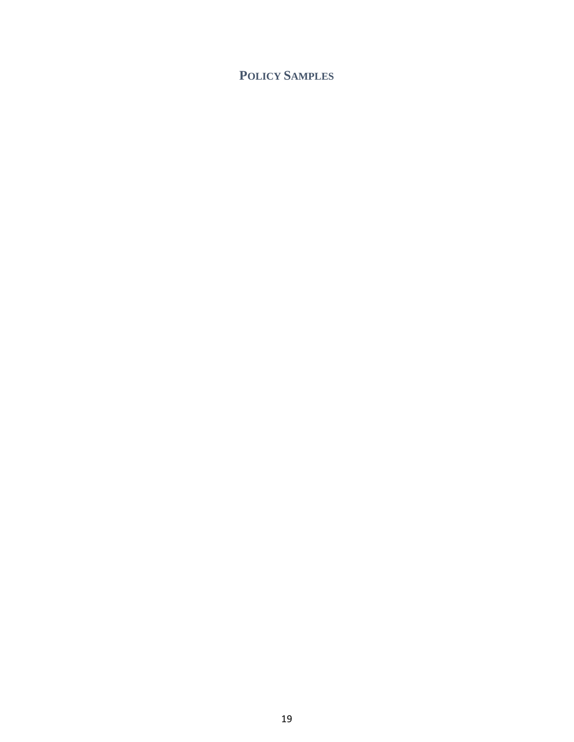## Policy Samples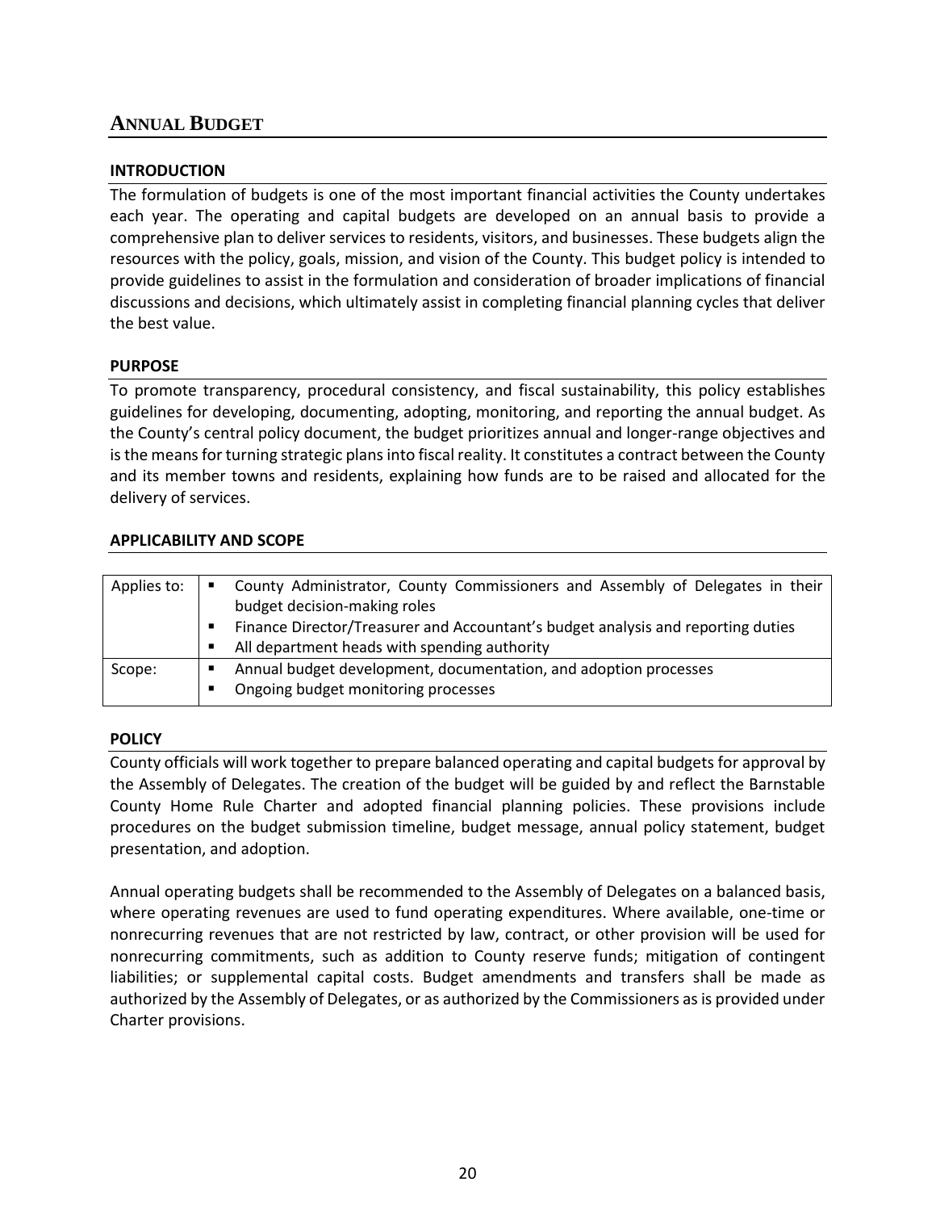# ANNUAL BUDGET

## INTRODUCTION

The formulation of budgets is one of the most important financial activities the County undertakes each year. The operating and capital budgets are developed on an annual basis to provide a comprehensive plan to deliver services to residents, visitors, and businesses. These budgets align the resources with the policy, goals, mission, and vision of the County. This budget policy is intended to provide guidelines to assist in the formulation and consideration of broader implications of financial discussions and decisions, which ultimately assist in completing financial planning cycles that deliver the best value.

## PURPOSE

To promote transparency, procedural consistency, and fiscal sustainability, this policy establishes guidelines for developing, documenting, adopting, monitoring, and reporting the annual budget. As the County's central policy document, the budget prioritizes annual and longer-range objectives and is the means for turning strategic plans into fiscal reality. It constitutes a contract between the County and its member towns and residents, explaining how funds are to be raised and allocated for the delivery of services.

## APPLICABILITY AND SCOPE

| | |
|---|---|
| Applies to: | ▪ County Administrator, County Commissioners and Assembly of Delegates in their budget decision-making roles<br>▪ Finance Director/Treasurer and Accountant's budget analysis and reporting duties<br>▪ All department heads with spending authority |
| Scope: | ▪ Annual budget development, documentation, and adoption processes<br>▪ Ongoing budget monitoring processes |

## POLICY

County officials will work together to prepare balanced operating and capital budgets for approval by the Assembly of Delegates. The creation of the budget will be guided by and reflect the Barnstable County Home Rule Charter and adopted financial planning policies. These provisions include procedures on the budget submission timeline, budget message, annual policy statement, budget presentation, and adoption.

Annual operating budgets shall be recommended to the Assembly of Delegates on a balanced basis, where operating revenues are used to fund operating expenditures. Where available, one-time or nonrecurring revenues that are not restricted by law, contract, or other provision will be used for nonrecurring commitments, such as addition to County reserve funds; mitigation of contingent liabilities; or supplemental capital costs. Budget amendments and transfers shall be made as authorized by the Assembly of Delegates, or as authorized by the Commissioners as is provided under Charter provisions.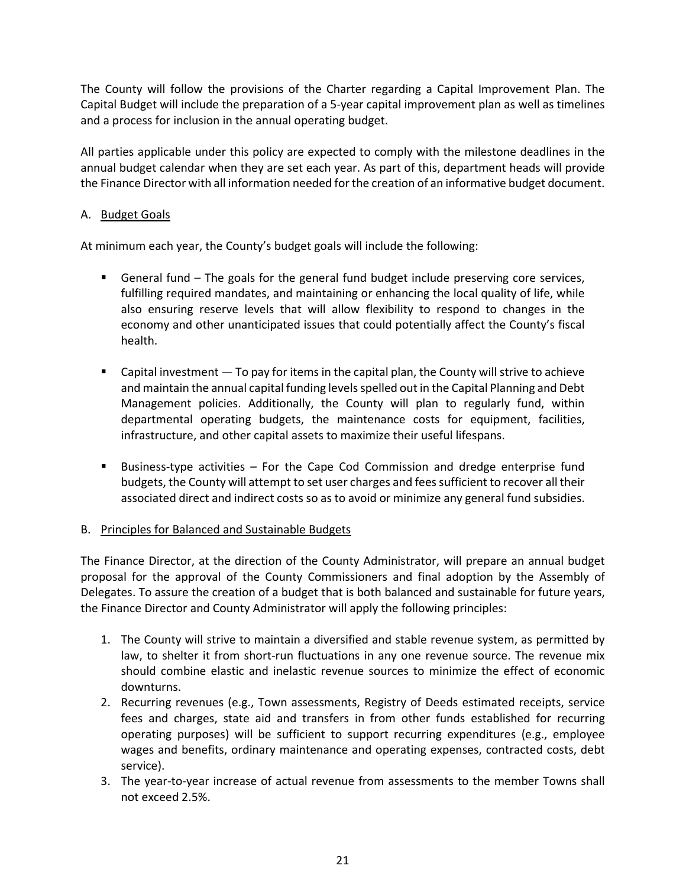The County will follow the provisions of the Charter regarding a Capital Improvement Plan. The Capital Budget will include the preparation of a 5-year capital improvement plan as well as timelines and a process for inclusion in the annual operating budget.

All parties applicable under this policy are expected to comply with the milestone deadlines in the annual budget calendar when they are set each year. As part of this, department heads will provide the Finance Director with all information needed for the creation of an informative budget document.

A. Budget Goals

At minimum each year, the County's budget goals will include the following:

- General fund – The goals for the general fund budget include preserving core services, fulfilling required mandates, and maintaining or enhancing the local quality of life, while also ensuring reserve levels that will allow flexibility to respond to changes in the economy and other unanticipated issues that could potentially affect the County's fiscal health.

- Capital investment — To pay for items in the capital plan, the County will strive to achieve and maintain the annual capital funding levels spelled out in the Capital Planning and Debt Management policies. Additionally, the County will plan to regularly fund, within departmental operating budgets, the maintenance costs for equipment, facilities, infrastructure, and other capital assets to maximize their useful lifespans.

- Business-type activities – For the Cape Cod Commission and dredge enterprise fund budgets, the County will attempt to set user charges and fees sufficient to recover all their associated direct and indirect costs so as to avoid or minimize any general fund subsidies.

B. Principles for Balanced and Sustainable Budgets

The Finance Director, at the direction of the County Administrator, will prepare an annual budget proposal for the approval of the County Commissioners and final adoption by the Assembly of Delegates. To assure the creation of a budget that is both balanced and sustainable for future years, the Finance Director and County Administrator will apply the following principles:

1. The County will strive to maintain a diversified and stable revenue system, as permitted by law, to shelter it from short-run fluctuations in any one revenue source. The revenue mix should combine elastic and inelastic revenue sources to minimize the effect of economic downturns.
2. Recurring revenues (e.g., Town assessments, Registry of Deeds estimated receipts, service fees and charges, state aid and transfers in from other funds established for recurring operating purposes) will be sufficient to support recurring expenditures (e.g., employee wages and benefits, ordinary maintenance and operating expenses, contracted costs, debt service).
3. The year-to-year increase of actual revenue from assessments to the member Towns shall not exceed 2.5%.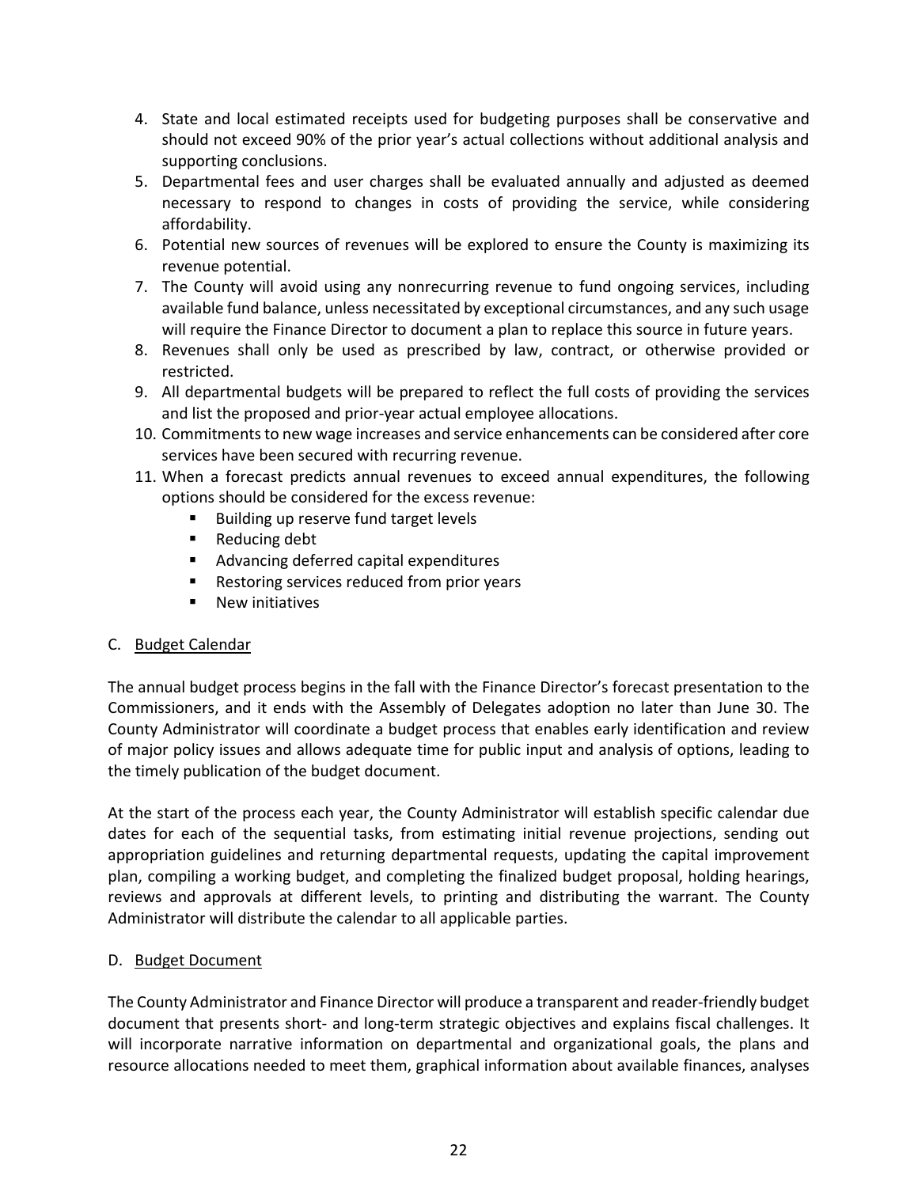4. State and local estimated receipts used for budgeting purposes shall be conservative and should not exceed 90% of the prior year's actual collections without additional analysis and supporting conclusions.
5. Departmental fees and user charges shall be evaluated annually and adjusted as deemed necessary to respond to changes in costs of providing the service, while considering affordability.
6. Potential new sources of revenues will be explored to ensure the County is maximizing its revenue potential.
7. The County will avoid using any nonrecurring revenue to fund ongoing services, including available fund balance, unless necessitated by exceptional circumstances, and any such usage will require the Finance Director to document a plan to replace this source in future years.
8. Revenues shall only be used as prescribed by law, contract, or otherwise provided or restricted.
9. All departmental budgets will be prepared to reflect the full costs of providing the services and list the proposed and prior-year actual employee allocations.
10. Commitments to new wage increases and service enhancements can be considered after core services have been secured with recurring revenue.
11. When a forecast predicts annual revenues to exceed annual expenditures, the following options should be considered for the excess revenue:
    - Building up reserve fund target levels
    - Reducing debt
    - Advancing deferred capital expenditures
    - Restoring services reduced from prior years
    - New initiatives

C. <u>Budget Calendar</u>

The annual budget process begins in the fall with the Finance Director's forecast presentation to the Commissioners, and it ends with the Assembly of Delegates adoption no later than June 30. The County Administrator will coordinate a budget process that enables early identification and review of major policy issues and allows adequate time for public input and analysis of options, leading to the timely publication of the budget document.

At the start of the process each year, the County Administrator will establish specific calendar due dates for each of the sequential tasks, from estimating initial revenue projections, sending out appropriation guidelines and returning departmental requests, updating the capital improvement plan, compiling a working budget, and completing the finalized budget proposal, holding hearings, reviews and approvals at different levels, to printing and distributing the warrant. The County Administrator will distribute the calendar to all applicable parties.

D. <u>Budget Document</u>

The County Administrator and Finance Director will produce a transparent and reader-friendly budget document that presents short- and long-term strategic objectives and explains fiscal challenges. It will incorporate narrative information on departmental and organizational goals, the plans and resource allocations needed to meet them, graphical information about available finances, analyses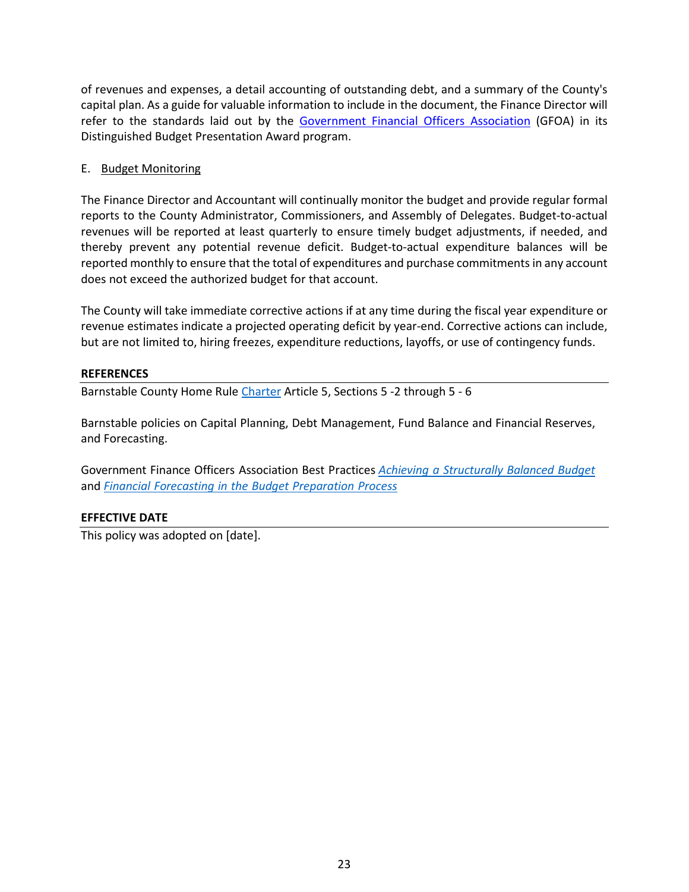of revenues and expenses, a detail accounting of outstanding debt, and a summary of the County's capital plan. As a guide for valuable information to include in the document, the Finance Director will refer to the standards laid out by the Government Financial Officers Association (GFOA) in its Distinguished Budget Presentation Award program.

E. Budget Monitoring

The Finance Director and Accountant will continually monitor the budget and provide regular formal reports to the County Administrator, Commissioners, and Assembly of Delegates. Budget-to-actual revenues will be reported at least quarterly to ensure timely budget adjustments, if needed, and thereby prevent any potential revenue deficit. Budget-to-actual expenditure balances will be reported monthly to ensure that the total of expenditures and purchase commitments in any account does not exceed the authorized budget for that account.

The County will take immediate corrective actions if at any time during the fiscal year expenditure or revenue estimates indicate a projected operating deficit by year-end. Corrective actions can include, but are not limited to, hiring freezes, expenditure reductions, layoffs, or use of contingency funds.

**REFERENCES**

Barnstable County Home Rule Charter Article 5, Sections 5 -2 through 5 - 6

Barnstable policies on Capital Planning, Debt Management, Fund Balance and Financial Reserves, and Forecasting.

Government Finance Officers Association Best Practices *Achieving a Structurally Balanced Budget* and *Financial Forecasting in the Budget Preparation Process*

**EFFECTIVE DATE**

This policy was adopted on [date].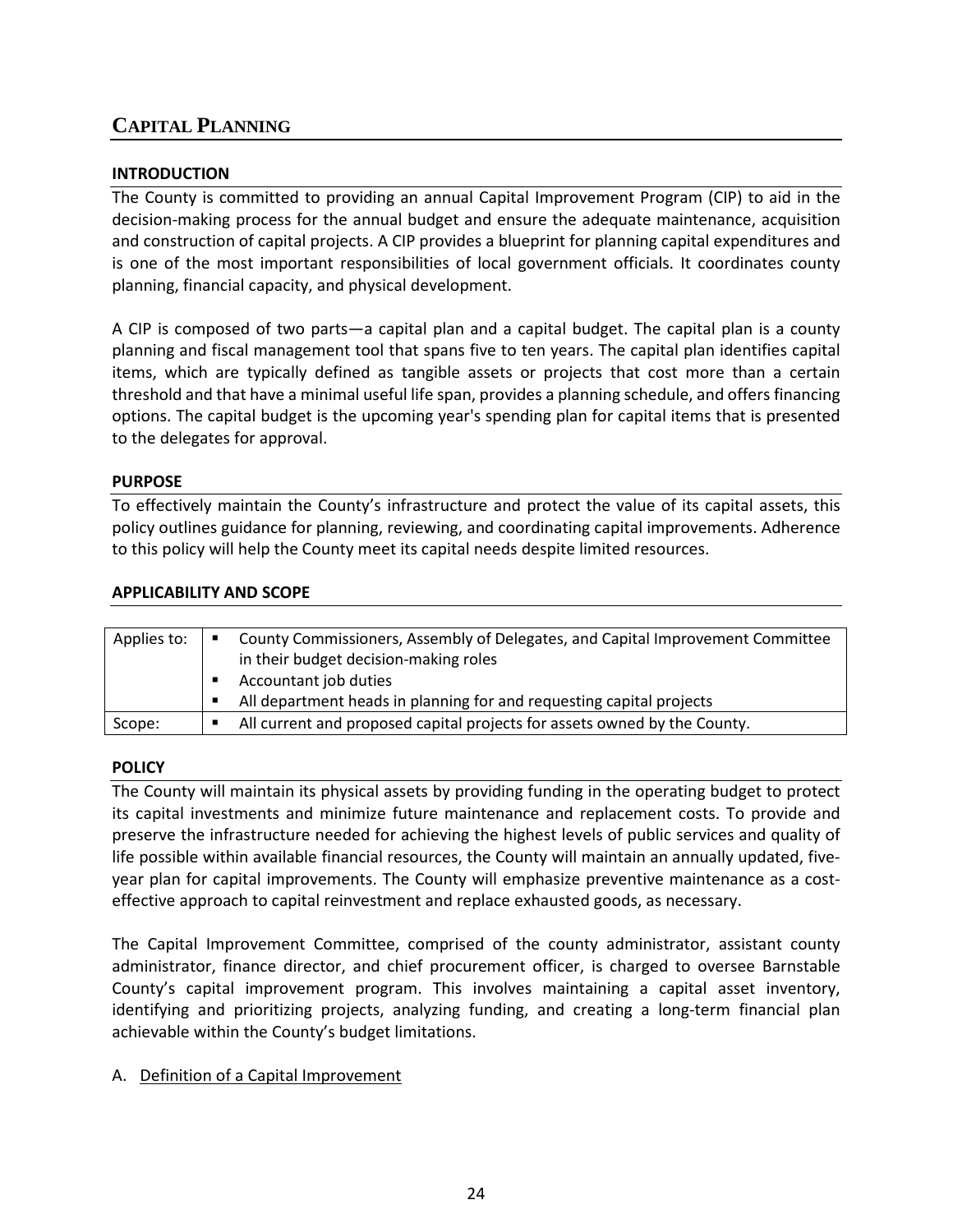## CAPITAL PLANNING

### INTRODUCTION

The County is committed to providing an annual Capital Improvement Program (CIP) to aid in the decision-making process for the annual budget and ensure the adequate maintenance, acquisition and construction of capital projects. A CIP provides a blueprint for planning capital expenditures and is one of the most important responsibilities of local government officials. It coordinates county planning, financial capacity, and physical development.

A CIP is composed of two parts—a capital plan and a capital budget. The capital plan is a county planning and fiscal management tool that spans five to ten years. The capital plan identifies capital items, which are typically defined as tangible assets or projects that cost more than a certain threshold and that have a minimal useful life span, provides a planning schedule, and offers financing options. The capital budget is the upcoming year's spending plan for capital items that is presented to the delegates for approval.

### PURPOSE

To effectively maintain the County's infrastructure and protect the value of its capital assets, this policy outlines guidance for planning, reviewing, and coordinating capital improvements. Adherence to this policy will help the County meet its capital needs despite limited resources.

### APPLICABILITY AND SCOPE

| | |
|---|---|
| Applies to: | ▪ County Commissioners, Assembly of Delegates, and Capital Improvement Committee in their budget decision-making roles<br>▪ Accountant job duties<br>▪ All department heads in planning for and requesting capital projects |
| Scope: | ▪ All current and proposed capital projects for assets owned by the County. |

### POLICY

The County will maintain its physical assets by providing funding in the operating budget to protect its capital investments and minimize future maintenance and replacement costs. To provide and preserve the infrastructure needed for achieving the highest levels of public services and quality of life possible within available financial resources, the County will maintain an annually updated, five-year plan for capital improvements. The County will emphasize preventive maintenance as a cost-effective approach to capital reinvestment and replace exhausted goods, as necessary.

The Capital Improvement Committee, comprised of the county administrator, assistant county administrator, finance director, and chief procurement officer, is charged to oversee Barnstable County's capital improvement program. This involves maintaining a capital asset inventory, identifying and prioritizing projects, analyzing funding, and creating a long-term financial plan achievable within the County's budget limitations.

A. Definition of a Capital Improvement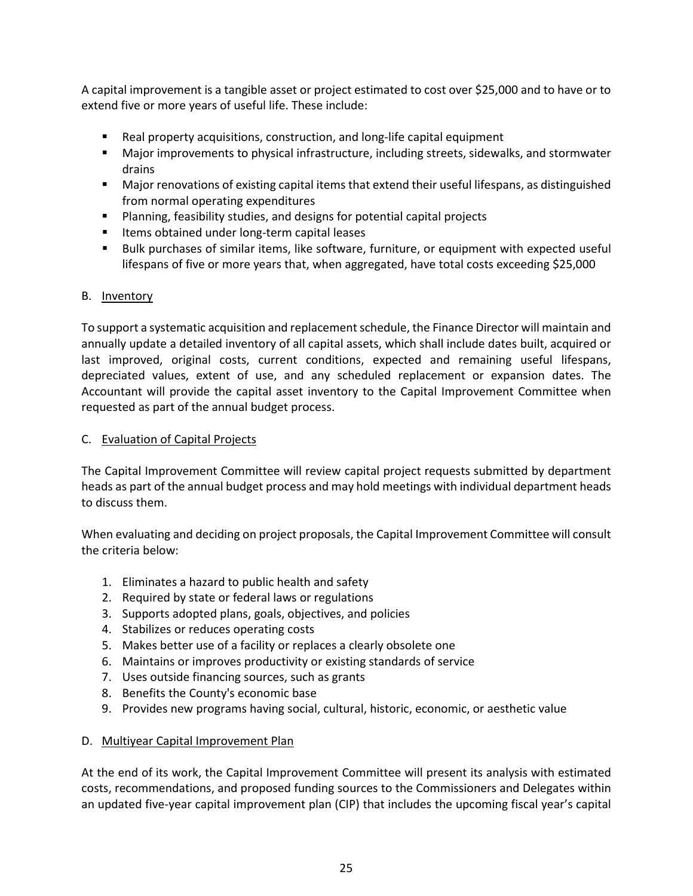A capital improvement is a tangible asset or project estimated to cost over $25,000 and to have or to extend five or more years of useful life. These include:

- Real property acquisitions, construction, and long-life capital equipment
- Major improvements to physical infrastructure, including streets, sidewalks, and stormwater drains
- Major renovations of existing capital items that extend their useful lifespans, as distinguished from normal operating expenditures
- Planning, feasibility studies, and designs for potential capital projects
- Items obtained under long-term capital leases
- Bulk purchases of similar items, like software, furniture, or equipment with expected useful lifespans of five or more years that, when aggregated, have total costs exceeding $25,000

B. Inventory

To support a systematic acquisition and replacement schedule, the Finance Director will maintain and annually update a detailed inventory of all capital assets, which shall include dates built, acquired or last improved, original costs, current conditions, expected and remaining useful lifespans, depreciated values, extent of use, and any scheduled replacement or expansion dates. The Accountant will provide the capital asset inventory to the Capital Improvement Committee when requested as part of the annual budget process.

C. Evaluation of Capital Projects

The Capital Improvement Committee will review capital project requests submitted by department heads as part of the annual budget process and may hold meetings with individual department heads to discuss them.

When evaluating and deciding on project proposals, the Capital Improvement Committee will consult the criteria below:

1. Eliminates a hazard to public health and safety
2. Required by state or federal laws or regulations
3. Supports adopted plans, goals, objectives, and policies
4. Stabilizes or reduces operating costs
5. Makes better use of a facility or replaces a clearly obsolete one
6. Maintains or improves productivity or existing standards of service
7. Uses outside financing sources, such as grants
8. Benefits the County's economic base
9. Provides new programs having social, cultural, historic, economic, or aesthetic value

D. Multiyear Capital Improvement Plan

At the end of its work, the Capital Improvement Committee will present its analysis with estimated costs, recommendations, and proposed funding sources to the Commissioners and Delegates within an updated five-year capital improvement plan (CIP) that includes the upcoming fiscal year's capital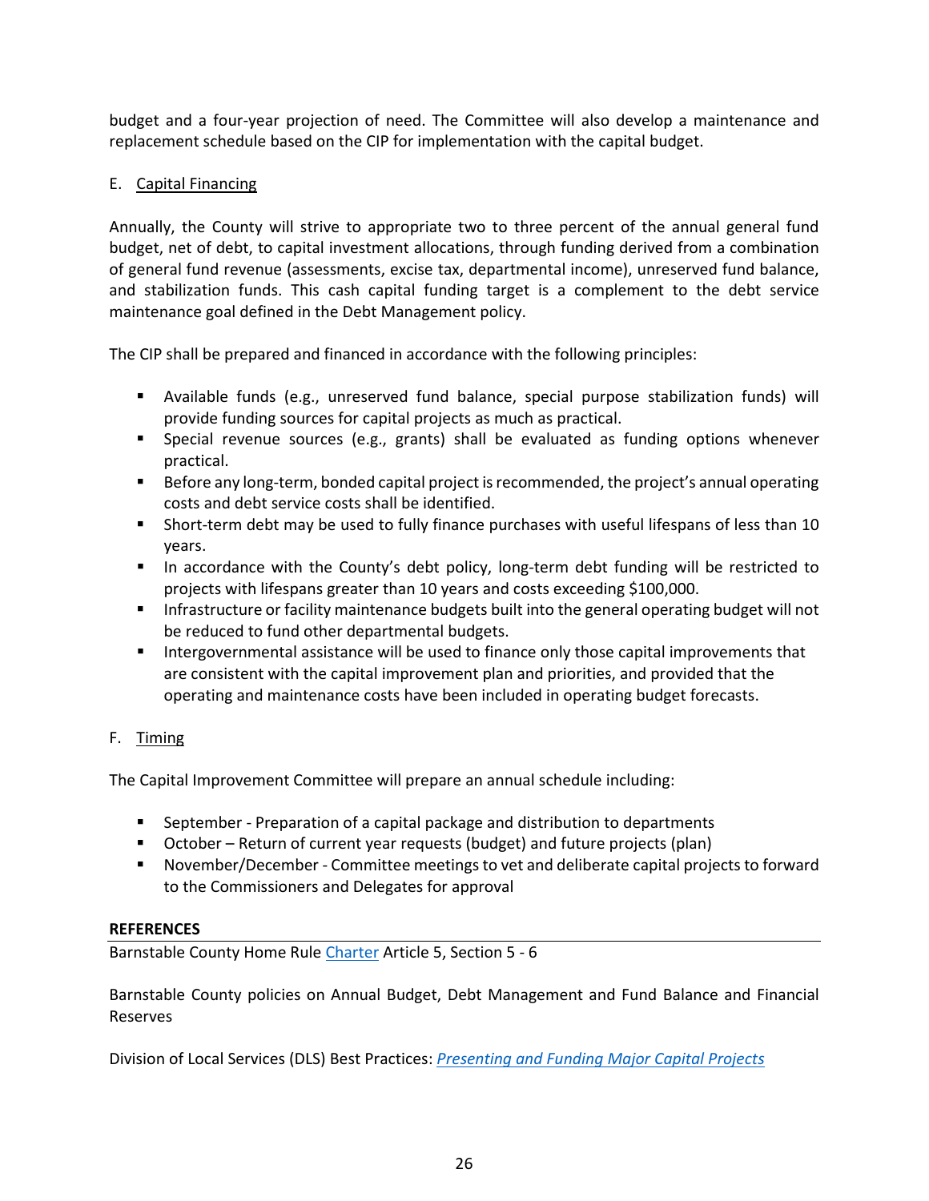budget and a four-year projection of need. The Committee will also develop a maintenance and replacement schedule based on the CIP for implementation with the capital budget.

E. Capital Financing

Annually, the County will strive to appropriate two to three percent of the annual general fund budget, net of debt, to capital investment allocations, through funding derived from a combination of general fund revenue (assessments, excise tax, departmental income), unreserved fund balance, and stabilization funds. This cash capital funding target is a complement to the debt service maintenance goal defined in the Debt Management policy.

The CIP shall be prepared and financed in accordance with the following principles:

- Available funds (e.g., unreserved fund balance, special purpose stabilization funds) will provide funding sources for capital projects as much as practical.
- Special revenue sources (e.g., grants) shall be evaluated as funding options whenever practical.
- Before any long-term, bonded capital project is recommended, the project's annual operating costs and debt service costs shall be identified.
- Short-term debt may be used to fully finance purchases with useful lifespans of less than 10 years.
- In accordance with the County's debt policy, long-term debt funding will be restricted to projects with lifespans greater than 10 years and costs exceeding $100,000.
- Infrastructure or facility maintenance budgets built into the general operating budget will not be reduced to fund other departmental budgets.
- Intergovernmental assistance will be used to finance only those capital improvements that are consistent with the capital improvement plan and priorities, and provided that the operating and maintenance costs have been included in operating budget forecasts.

F. Timing

The Capital Improvement Committee will prepare an annual schedule including:

- September - Preparation of a capital package and distribution to departments
- October – Return of current year requests (budget) and future projects (plan)
- November/December - Committee meetings to vet and deliberate capital projects to forward to the Commissioners and Delegates for approval

**REFERENCES**

Barnstable County Home Rule Charter Article 5, Section 5 - 6

Barnstable County policies on Annual Budget, Debt Management and Fund Balance and Financial Reserves

Division of Local Services (DLS) Best Practices: *Presenting and Funding Major Capital Projects*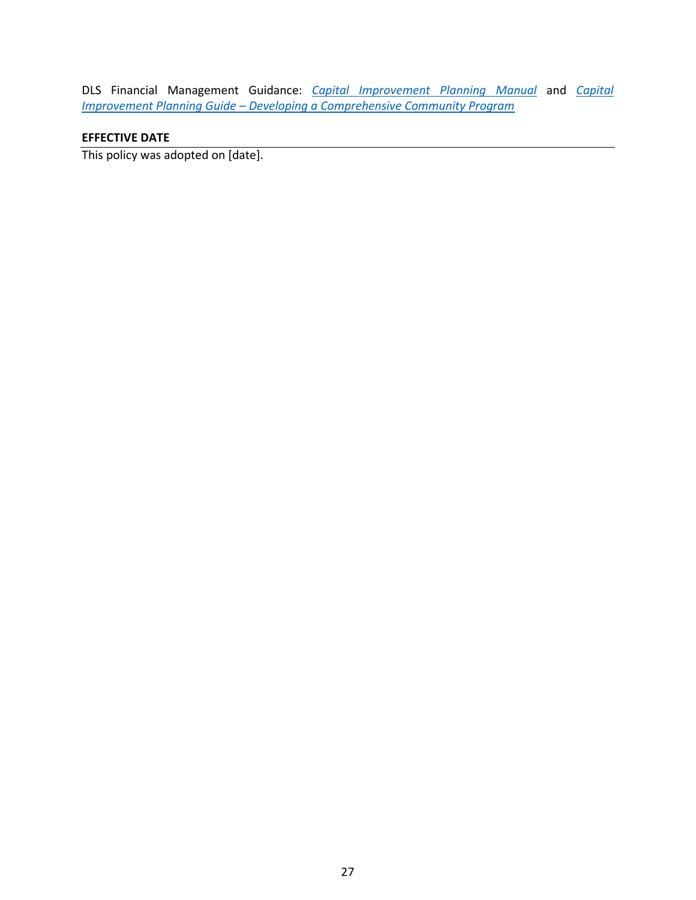DLS Financial Management Guidance: *Capital Improvement Planning Manual* and *Capital Improvement Planning Guide – Developing a Comprehensive Community Program*

**EFFECTIVE DATE**

This policy was adopted on [date].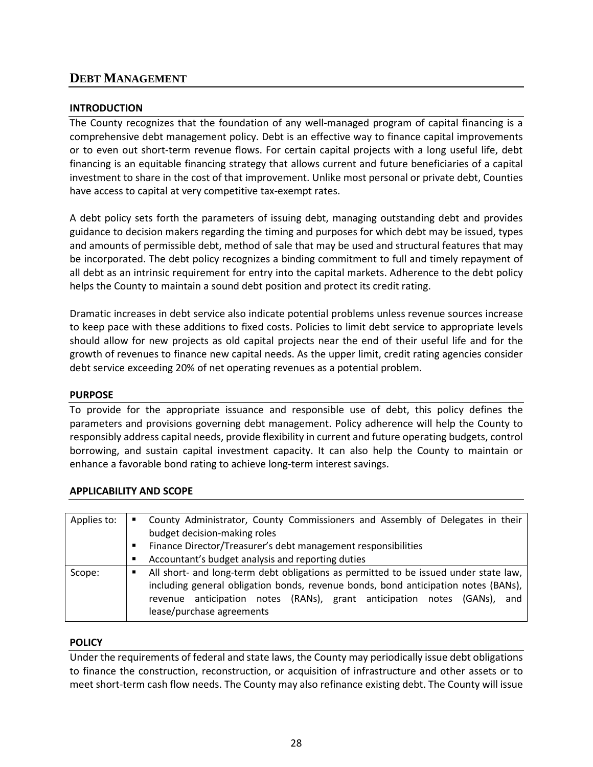## DEBT MANAGEMENT

### INTRODUCTION

The County recognizes that the foundation of any well-managed program of capital financing is a comprehensive debt management policy. Debt is an effective way to finance capital improvements or to even out short-term revenue flows. For certain capital projects with a long useful life, debt financing is an equitable financing strategy that allows current and future beneficiaries of a capital investment to share in the cost of that improvement. Unlike most personal or private debt, Counties have access to capital at very competitive tax-exempt rates.

A debt policy sets forth the parameters of issuing debt, managing outstanding debt and provides guidance to decision makers regarding the timing and purposes for which debt may be issued, types and amounts of permissible debt, method of sale that may be used and structural features that may be incorporated. The debt policy recognizes a binding commitment to full and timely repayment of all debt as an intrinsic requirement for entry into the capital markets. Adherence to the debt policy helps the County to maintain a sound debt position and protect its credit rating.

Dramatic increases in debt service also indicate potential problems unless revenue sources increase to keep pace with these additions to fixed costs. Policies to limit debt service to appropriate levels should allow for new projects as old capital projects near the end of their useful life and for the growth of revenues to finance new capital needs. As the upper limit, credit rating agencies consider debt service exceeding 20% of net operating revenues as a potential problem.

### PURPOSE

To provide for the appropriate issuance and responsible use of debt, this policy defines the parameters and provisions governing debt management. Policy adherence will help the County to responsibly address capital needs, provide flexibility in current and future operating budgets, control borrowing, and sustain capital investment capacity. It can also help the County to maintain or enhance a favorable bond rating to achieve long-term interest savings.

### APPLICABILITY AND SCOPE

| | |
|---|---|
| Applies to: | ▪ County Administrator, County Commissioners and Assembly of Delegates in their budget decision-making roles<br>▪ Finance Director/Treasurer's debt management responsibilities<br>▪ Accountant's budget analysis and reporting duties |
| Scope: | ▪ All short- and long-term debt obligations as permitted to be issued under state law, including general obligation bonds, revenue bonds, bond anticipation notes (BANs), revenue anticipation notes (RANs), grant anticipation notes (GANs), and lease/purchase agreements |

### POLICY

Under the requirements of federal and state laws, the County may periodically issue debt obligations to finance the construction, reconstruction, or acquisition of infrastructure and other assets or to meet short-term cash flow needs. The County may also refinance existing debt. The County will issue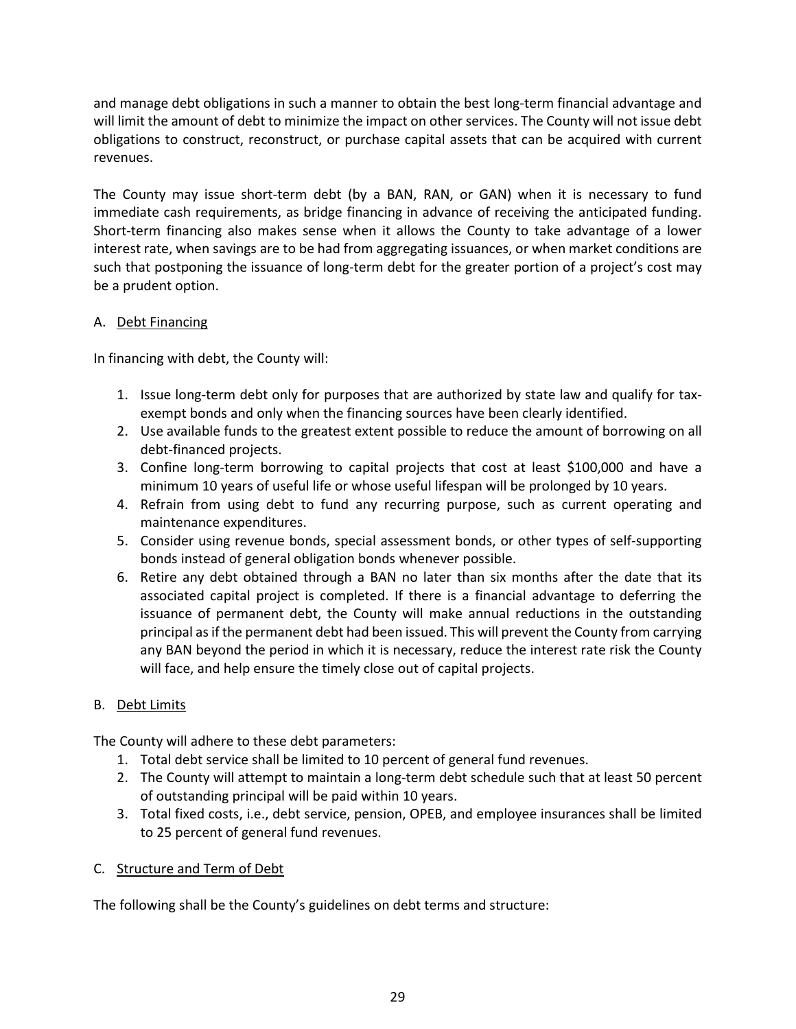and manage debt obligations in such a manner to obtain the best long-term financial advantage and will limit the amount of debt to minimize the impact on other services. The County will not issue debt obligations to construct, reconstruct, or purchase capital assets that can be acquired with current revenues.

The County may issue short-term debt (by a BAN, RAN, or GAN) when it is necessary to fund immediate cash requirements, as bridge financing in advance of receiving the anticipated funding. Short-term financing also makes sense when it allows the County to take advantage of a lower interest rate, when savings are to be had from aggregating issuances, or when market conditions are such that postponing the issuance of long-term debt for the greater portion of a project's cost may be a prudent option.

A. Debt Financing

In financing with debt, the County will:

1. Issue long-term debt only for purposes that are authorized by state law and qualify for tax-exempt bonds and only when the financing sources have been clearly identified.
2. Use available funds to the greatest extent possible to reduce the amount of borrowing on all debt-financed projects.
3. Confine long-term borrowing to capital projects that cost at least $100,000 and have a minimum 10 years of useful life or whose useful lifespan will be prolonged by 10 years.
4. Refrain from using debt to fund any recurring purpose, such as current operating and maintenance expenditures.
5. Consider using revenue bonds, special assessment bonds, or other types of self-supporting bonds instead of general obligation bonds whenever possible.
6. Retire any debt obtained through a BAN no later than six months after the date that its associated capital project is completed. If there is a financial advantage to deferring the issuance of permanent debt, the County will make annual reductions in the outstanding principal as if the permanent debt had been issued. This will prevent the County from carrying any BAN beyond the period in which it is necessary, reduce the interest rate risk the County will face, and help ensure the timely close out of capital projects.

B. Debt Limits

The County will adhere to these debt parameters:

1. Total debt service shall be limited to 10 percent of general fund revenues.
2. The County will attempt to maintain a long-term debt schedule such that at least 50 percent of outstanding principal will be paid within 10 years.
3. Total fixed costs, i.e., debt service, pension, OPEB, and employee insurances shall be limited to 25 percent of general fund revenues.

C. Structure and Term of Debt

The following shall be the County's guidelines on debt terms and structure: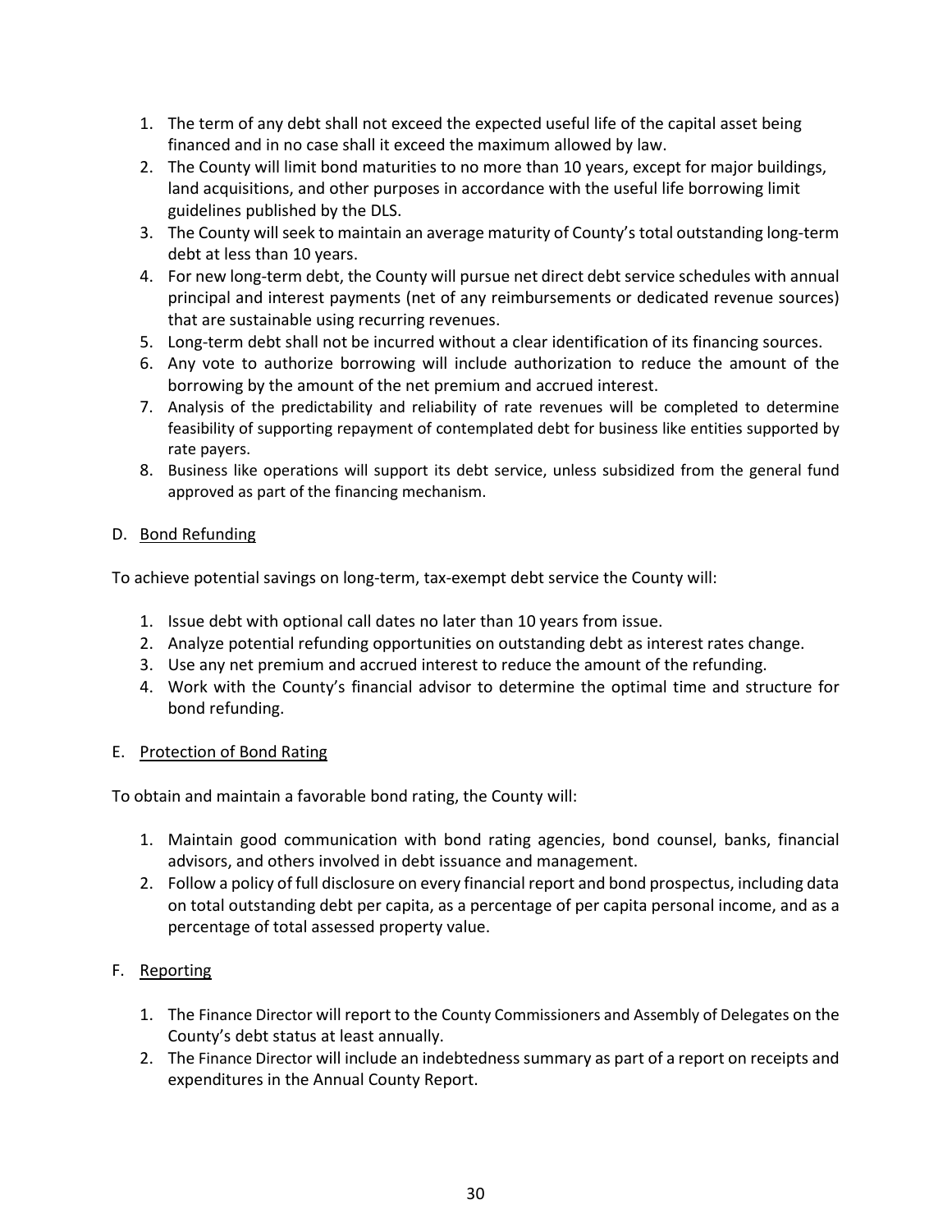1. The term of any debt shall not exceed the expected useful life of the capital asset being financed and in no case shall it exceed the maximum allowed by law.
2. The County will limit bond maturities to no more than 10 years, except for major buildings, land acquisitions, and other purposes in accordance with the useful life borrowing limit guidelines published by the DLS.
3. The County will seek to maintain an average maturity of County's total outstanding long-term debt at less than 10 years.
4. For new long-term debt, the County will pursue net direct debt service schedules with annual principal and interest payments (net of any reimbursements or dedicated revenue sources) that are sustainable using recurring revenues.
5. Long-term debt shall not be incurred without a clear identification of its financing sources.
6. Any vote to authorize borrowing will include authorization to reduce the amount of the borrowing by the amount of the net premium and accrued interest.
7. Analysis of the predictability and reliability of rate revenues will be completed to determine feasibility of supporting repayment of contemplated debt for business like entities supported by rate payers.
8. Business like operations will support its debt service, unless subsidized from the general fund approved as part of the financing mechanism.

D. Bond Refunding

To achieve potential savings on long-term, tax-exempt debt service the County will:

1. Issue debt with optional call dates no later than 10 years from issue.
2. Analyze potential refunding opportunities on outstanding debt as interest rates change.
3. Use any net premium and accrued interest to reduce the amount of the refunding.
4. Work with the County's financial advisor to determine the optimal time and structure for bond refunding.

E. Protection of Bond Rating

To obtain and maintain a favorable bond rating, the County will:

1. Maintain good communication with bond rating agencies, bond counsel, banks, financial advisors, and others involved in debt issuance and management.
2. Follow a policy of full disclosure on every financial report and bond prospectus, including data on total outstanding debt per capita, as a percentage of per capita personal income, and as a percentage of total assessed property value.

F. Reporting

1. The Finance Director will report to the County Commissioners and Assembly of Delegates on the County's debt status at least annually.
2. The Finance Director will include an indebtedness summary as part of a report on receipts and expenditures in the Annual County Report.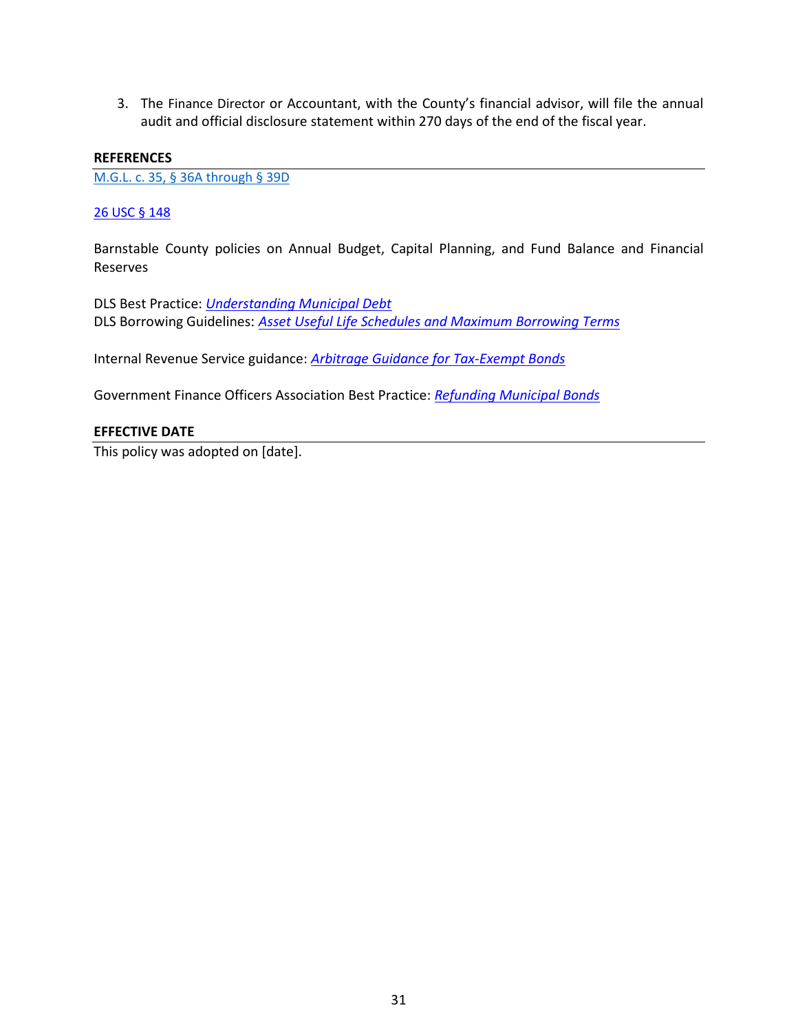3. The Finance Director or Accountant, with the County's financial advisor, will file the annual audit and official disclosure statement within 270 days of the end of the fiscal year.

**REFERENCES**

M.G.L. c. 35, § 36A through § 39D

26 USC § 148

Barnstable County policies on Annual Budget, Capital Planning, and Fund Balance and Financial Reserves

DLS Best Practice: *Understanding Municipal Debt*
DLS Borrowing Guidelines: *Asset Useful Life Schedules and Maximum Borrowing Terms*

Internal Revenue Service guidance: *Arbitrage Guidance for Tax-Exempt Bonds*

Government Finance Officers Association Best Practice: *Refunding Municipal Bonds*

**EFFECTIVE DATE**

This policy was adopted on [date].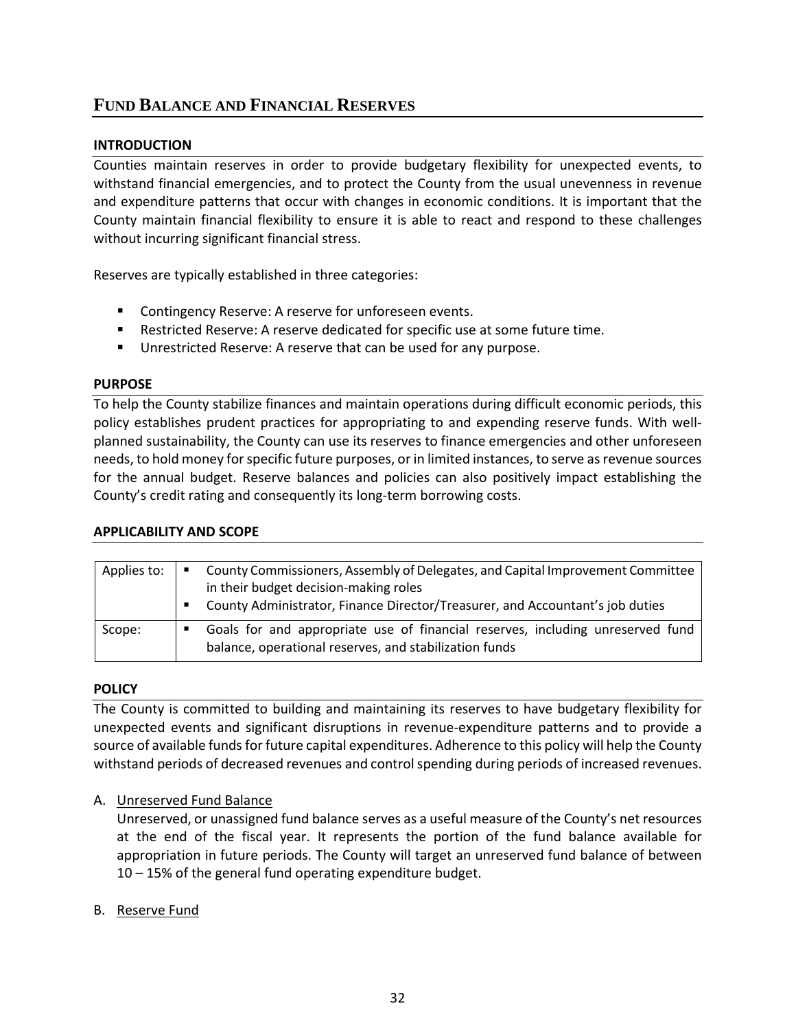## FUND BALANCE AND FINANCIAL RESERVES

### INTRODUCTION

Counties maintain reserves in order to provide budgetary flexibility for unexpected events, to withstand financial emergencies, and to protect the County from the usual unevenness in revenue and expenditure patterns that occur with changes in economic conditions. It is important that the County maintain financial flexibility to ensure it is able to react and respond to these challenges without incurring significant financial stress.

Reserves are typically established in three categories:

- Contingency Reserve: A reserve for unforeseen events.
- Restricted Reserve: A reserve dedicated for specific use at some future time.
- Unrestricted Reserve: A reserve that can be used for any purpose.

### PURPOSE

To help the County stabilize finances and maintain operations during difficult economic periods, this policy establishes prudent practices for appropriating to and expending reserve funds. With well-planned sustainability, the County can use its reserves to finance emergencies and other unforeseen needs, to hold money for specific future purposes, or in limited instances, to serve as revenue sources for the annual budget. Reserve balances and policies can also positively impact establishing the County's credit rating and consequently its long-term borrowing costs.

### APPLICABILITY AND SCOPE

| | |
|---|---|
| Applies to: | ▪ County Commissioners, Assembly of Delegates, and Capital Improvement Committee in their budget decision-making roles<br>▪ County Administrator, Finance Director/Treasurer, and Accountant's job duties |
| Scope: | ▪ Goals for and appropriate use of financial reserves, including unreserved fund balance, operational reserves, and stabilization funds |

### POLICY

The County is committed to building and maintaining its reserves to have budgetary flexibility for unexpected events and significant disruptions in revenue-expenditure patterns and to provide a source of available funds for future capital expenditures. Adherence to this policy will help the County withstand periods of decreased revenues and control spending during periods of increased revenues.

A. Unreserved Fund Balance

   Unreserved, or unassigned fund balance serves as a useful measure of the County's net resources at the end of the fiscal year. It represents the portion of the fund balance available for appropriation in future periods. The County will target an unreserved fund balance of between 10 – 15% of the general fund operating expenditure budget.

B. Reserve Fund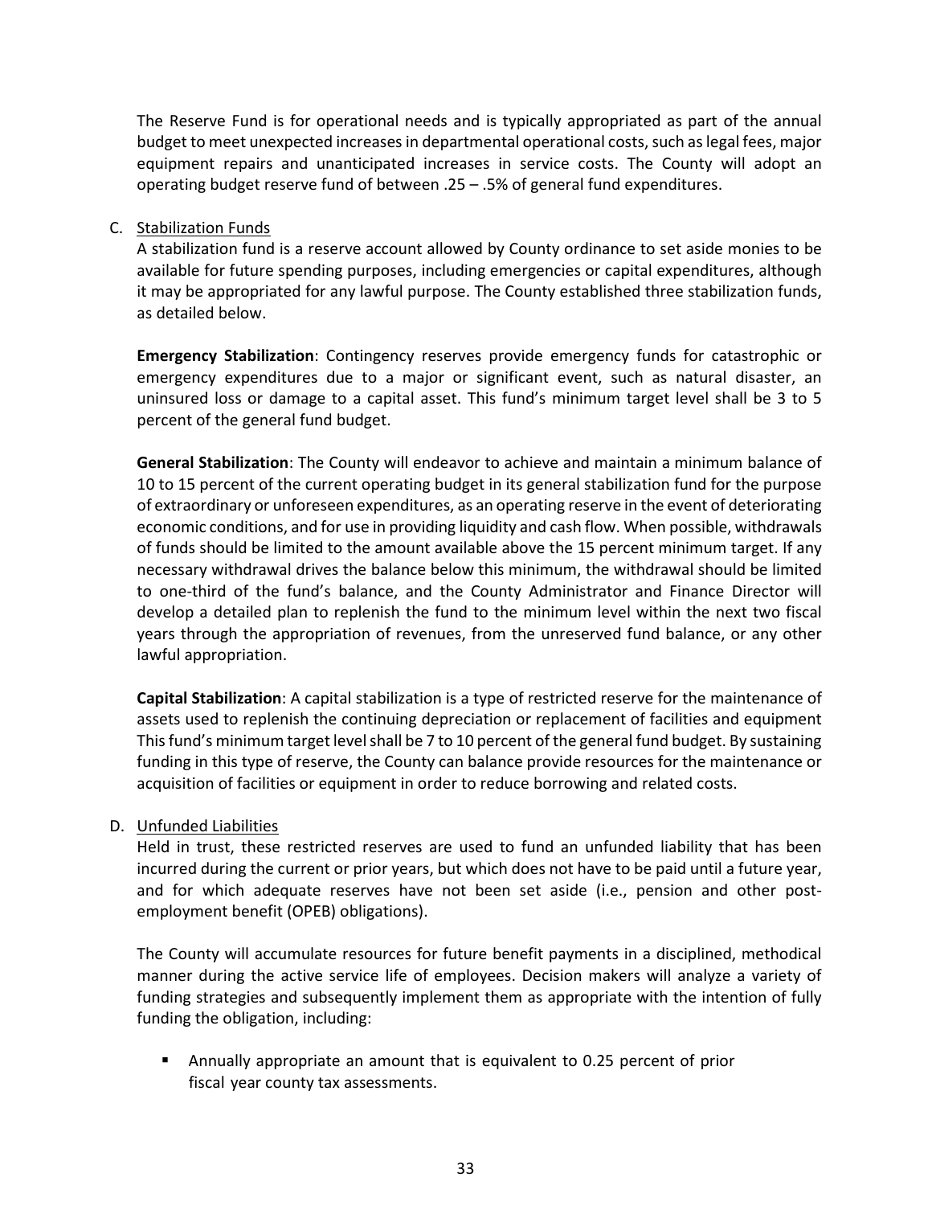The Reserve Fund is for operational needs and is typically appropriated as part of the annual budget to meet unexpected increases in departmental operational costs, such as legal fees, major equipment repairs and unanticipated increases in service costs. The County will adopt an operating budget reserve fund of between .25 – .5% of general fund expenditures.

C. Stabilization Funds

A stabilization fund is a reserve account allowed by County ordinance to set aside monies to be available for future spending purposes, including emergencies or capital expenditures, although it may be appropriated for any lawful purpose. The County established three stabilization funds, as detailed below.

**Emergency Stabilization**: Contingency reserves provide emergency funds for catastrophic or emergency expenditures due to a major or significant event, such as natural disaster, an uninsured loss or damage to a capital asset. This fund's minimum target level shall be 3 to 5 percent of the general fund budget.

**General Stabilization**: The County will endeavor to achieve and maintain a minimum balance of 10 to 15 percent of the current operating budget in its general stabilization fund for the purpose of extraordinary or unforeseen expenditures, as an operating reserve in the event of deteriorating economic conditions, and for use in providing liquidity and cash flow. When possible, withdrawals of funds should be limited to the amount available above the 15 percent minimum target. If any necessary withdrawal drives the balance below this minimum, the withdrawal should be limited to one-third of the fund's balance, and the County Administrator and Finance Director will develop a detailed plan to replenish the fund to the minimum level within the next two fiscal years through the appropriation of revenues, from the unreserved fund balance, or any other lawful appropriation.

**Capital Stabilization**: A capital stabilization is a type of restricted reserve for the maintenance of assets used to replenish the continuing depreciation or replacement of facilities and equipment This fund's minimum target level shall be 7 to 10 percent of the general fund budget. By sustaining funding in this type of reserve, the County can balance provide resources for the maintenance or acquisition of facilities or equipment in order to reduce borrowing and related costs.

D. Unfunded Liabilities

Held in trust, these restricted reserves are used to fund an unfunded liability that has been incurred during the current or prior years, but which does not have to be paid until a future year, and for which adequate reserves have not been set aside (i.e., pension and other post-employment benefit (OPEB) obligations).

The County will accumulate resources for future benefit payments in a disciplined, methodical manner during the active service life of employees. Decision makers will analyze a variety of funding strategies and subsequently implement them as appropriate with the intention of fully funding the obligation, including:

- Annually appropriate an amount that is equivalent to 0.25 percent of prior fiscal year county tax assessments.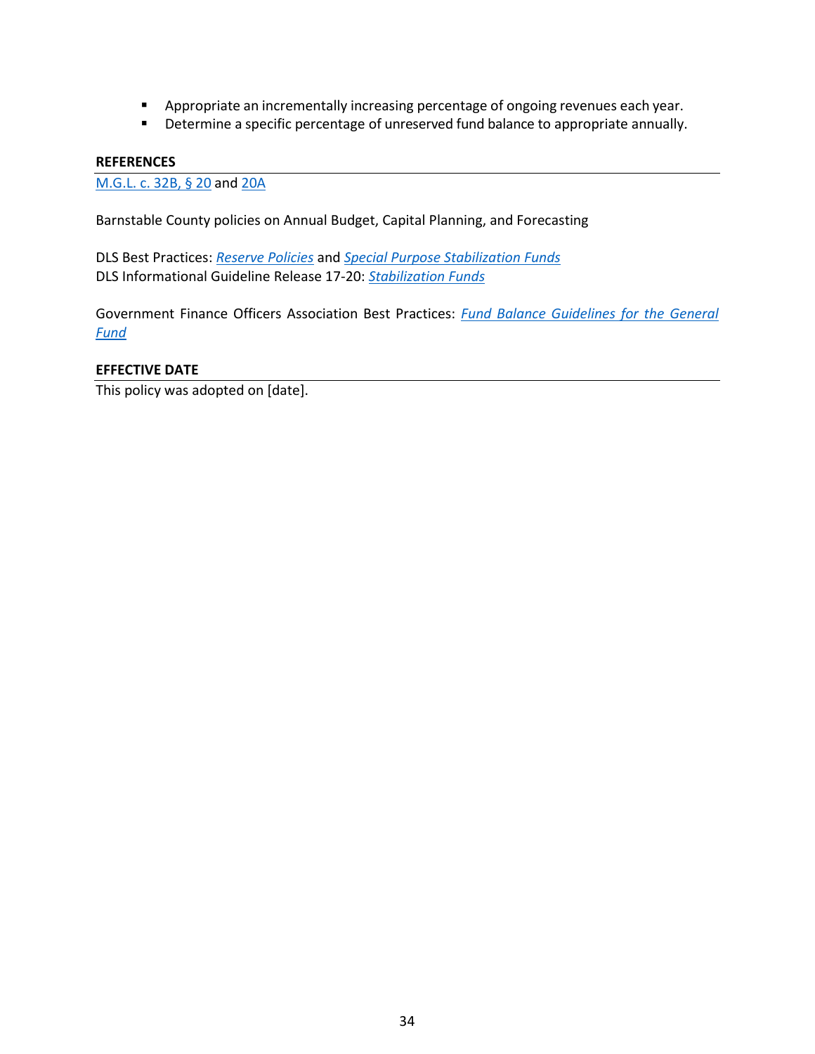- Appropriate an incrementally increasing percentage of ongoing revenues each year.
- Determine a specific percentage of unreserved fund balance to appropriate annually.

**REFERENCES**

M.G.L. c. 32B, § 20 and 20A

Barnstable County policies on Annual Budget, Capital Planning, and Forecasting

DLS Best Practices: *Reserve Policies* and *Special Purpose Stabilization Funds*
DLS Informational Guideline Release 17-20: *Stabilization Funds*

Government Finance Officers Association Best Practices: *Fund Balance Guidelines for the General Fund*

**EFFECTIVE DATE**

This policy was adopted on [date].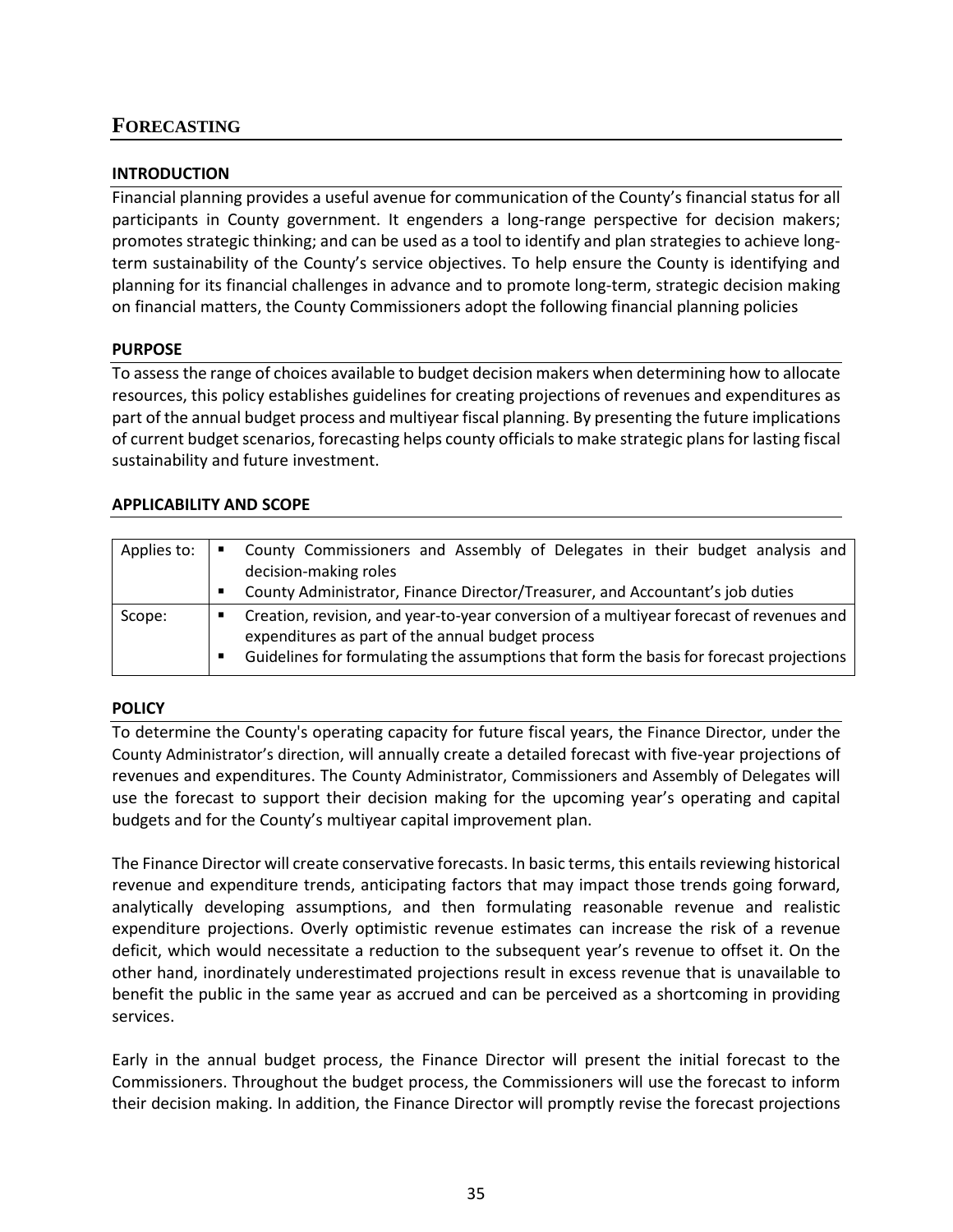# FORECASTING

## INTRODUCTION

Financial planning provides a useful avenue for communication of the County's financial status for all participants in County government. It engenders a long-range perspective for decision makers; promotes strategic thinking; and can be used as a tool to identify and plan strategies to achieve long-term sustainability of the County's service objectives. To help ensure the County is identifying and planning for its financial challenges in advance and to promote long-term, strategic decision making on financial matters, the County Commissioners adopt the following financial planning policies

## PURPOSE

To assess the range of choices available to budget decision makers when determining how to allocate resources, this policy establishes guidelines for creating projections of revenues and expenditures as part of the annual budget process and multiyear fiscal planning. By presenting the future implications of current budget scenarios, forecasting helps county officials to make strategic plans for lasting fiscal sustainability and future investment.

## APPLICABILITY AND SCOPE

| | |
|---|---|
| Applies to: | ▪ County Commissioners and Assembly of Delegates in their budget analysis and decision-making roles<br>▪ County Administrator, Finance Director/Treasurer, and Accountant's job duties |
| Scope: | ▪ Creation, revision, and year-to-year conversion of a multiyear forecast of revenues and expenditures as part of the annual budget process<br>▪ Guidelines for formulating the assumptions that form the basis for forecast projections |

## POLICY

To determine the County's operating capacity for future fiscal years, the Finance Director, under the County Administrator's direction, will annually create a detailed forecast with five-year projections of revenues and expenditures. The County Administrator, Commissioners and Assembly of Delegates will use the forecast to support their decision making for the upcoming year's operating and capital budgets and for the County's multiyear capital improvement plan.

The Finance Director will create conservative forecasts. In basic terms, this entails reviewing historical revenue and expenditure trends, anticipating factors that may impact those trends going forward, analytically developing assumptions, and then formulating reasonable revenue and realistic expenditure projections. Overly optimistic revenue estimates can increase the risk of a revenue deficit, which would necessitate a reduction to the subsequent year's revenue to offset it. On the other hand, inordinately underestimated projections result in excess revenue that is unavailable to benefit the public in the same year as accrued and can be perceived as a shortcoming in providing services.

Early in the annual budget process, the Finance Director will present the initial forecast to the Commissioners. Throughout the budget process, the Commissioners will use the forecast to inform their decision making. In addition, the Finance Director will promptly revise the forecast projections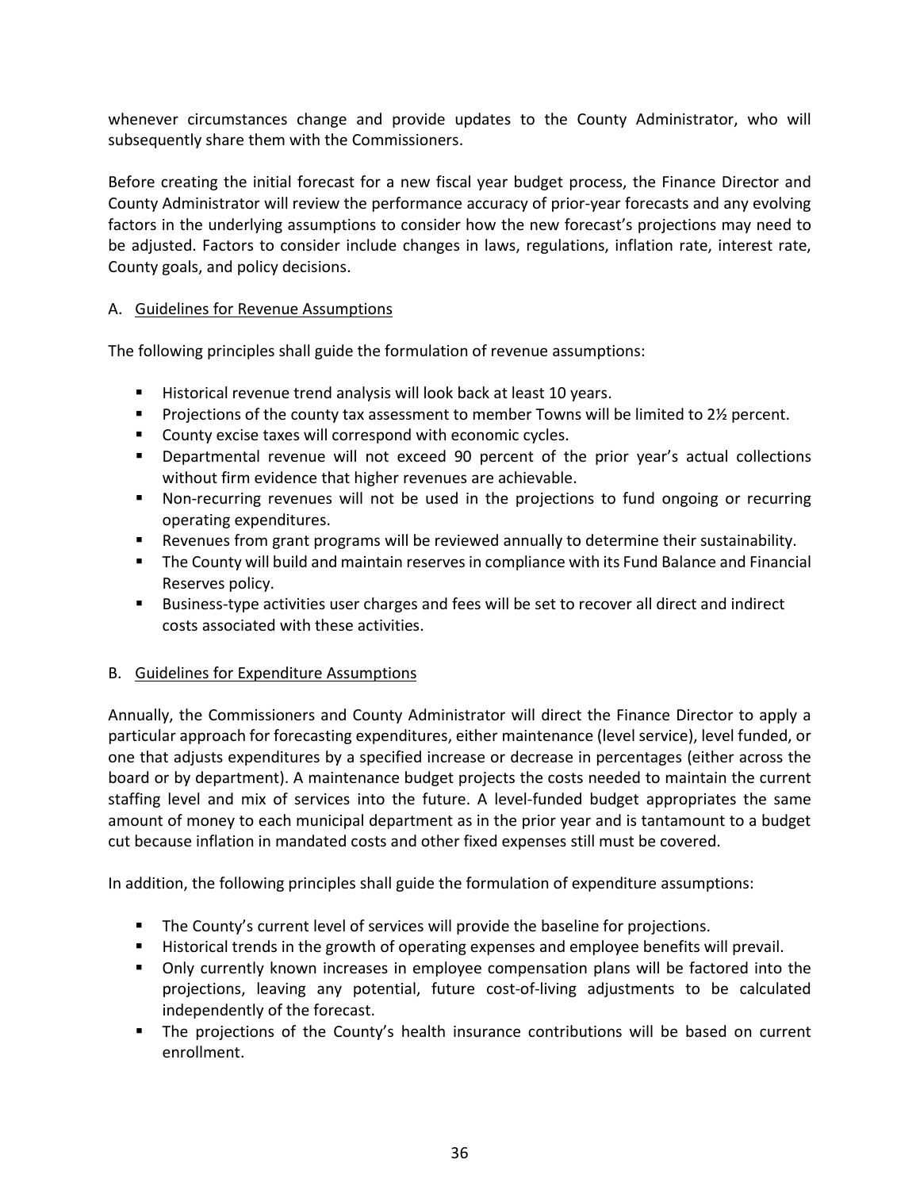whenever circumstances change and provide updates to the County Administrator, who will subsequently share them with the Commissioners.

Before creating the initial forecast for a new fiscal year budget process, the Finance Director and County Administrator will review the performance accuracy of prior-year forecasts and any evolving factors in the underlying assumptions to consider how the new forecast's projections may need to be adjusted. Factors to consider include changes in laws, regulations, inflation rate, interest rate, County goals, and policy decisions.

A. <u>Guidelines for Revenue Assumptions</u>

The following principles shall guide the formulation of revenue assumptions:

- Historical revenue trend analysis will look back at least 10 years.
- Projections of the county tax assessment to member Towns will be limited to 2½ percent.
- County excise taxes will correspond with economic cycles.
- Departmental revenue will not exceed 90 percent of the prior year's actual collections without firm evidence that higher revenues are achievable.
- Non-recurring revenues will not be used in the projections to fund ongoing or recurring operating expenditures.
- Revenues from grant programs will be reviewed annually to determine their sustainability.
- The County will build and maintain reserves in compliance with its Fund Balance and Financial Reserves policy.
- Business-type activities user charges and fees will be set to recover all direct and indirect costs associated with these activities.

B. <u>Guidelines for Expenditure Assumptions</u>

Annually, the Commissioners and County Administrator will direct the Finance Director to apply a particular approach for forecasting expenditures, either maintenance (level service), level funded, or one that adjusts expenditures by a specified increase or decrease in percentages (either across the board or by department). A maintenance budget projects the costs needed to maintain the current staffing level and mix of services into the future. A level-funded budget appropriates the same amount of money to each municipal department as in the prior year and is tantamount to a budget cut because inflation in mandated costs and other fixed expenses still must be covered.

In addition, the following principles shall guide the formulation of expenditure assumptions:

- The County's current level of services will provide the baseline for projections.
- Historical trends in the growth of operating expenses and employee benefits will prevail.
- Only currently known increases in employee compensation plans will be factored into the projections, leaving any potential, future cost-of-living adjustments to be calculated independently of the forecast.
- The projections of the County's health insurance contributions will be based on current enrollment.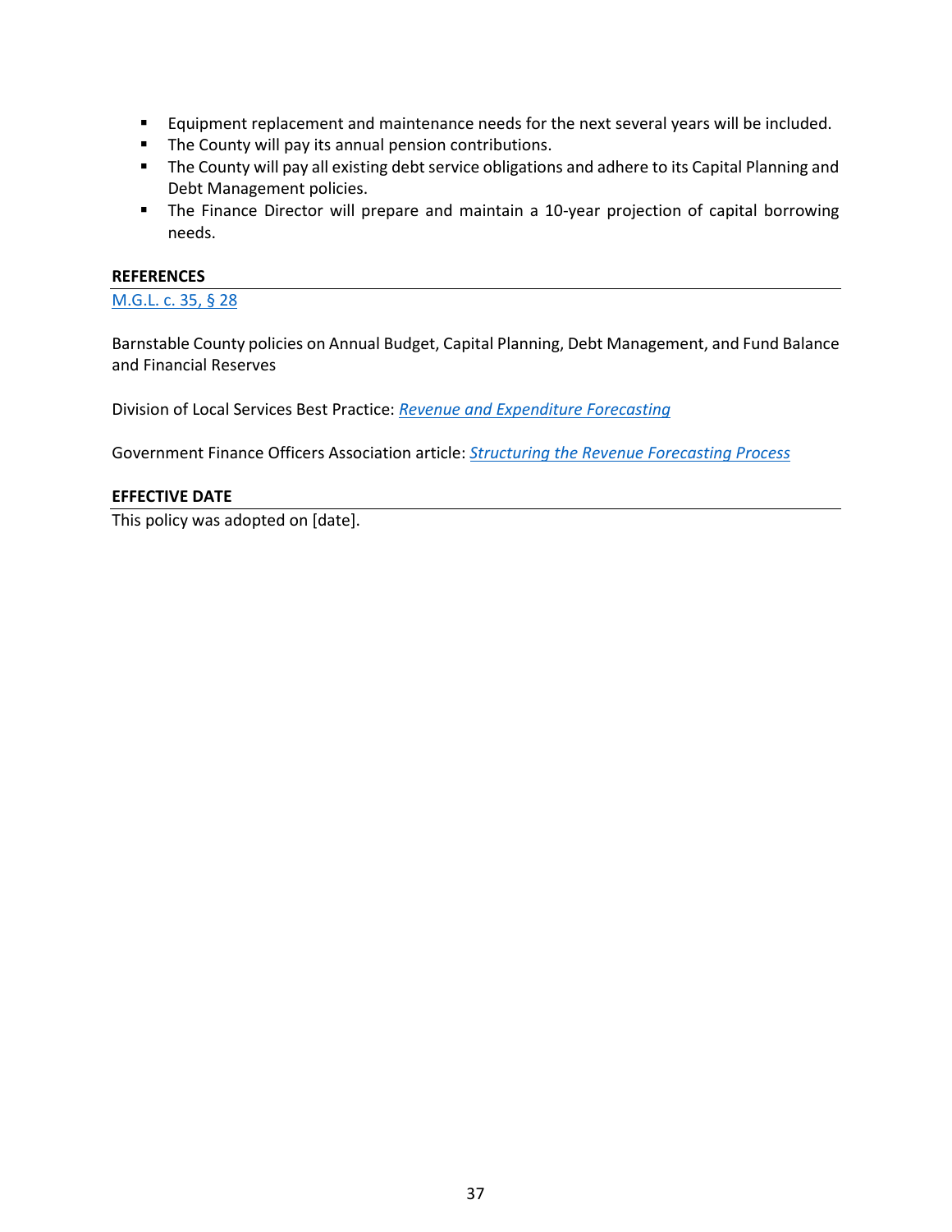- Equipment replacement and maintenance needs for the next several years will be included.
- The County will pay its annual pension contributions.
- The County will pay all existing debt service obligations and adhere to its Capital Planning and Debt Management policies.
- The Finance Director will prepare and maintain a 10-year projection of capital borrowing needs.

**REFERENCES**

M.G.L. c. 35, § 28

Barnstable County policies on Annual Budget, Capital Planning, Debt Management, and Fund Balance and Financial Reserves

Division of Local Services Best Practice: *Revenue and Expenditure Forecasting*

Government Finance Officers Association article: *Structuring the Revenue Forecasting Process*

**EFFECTIVE DATE**

This policy was adopted on [date].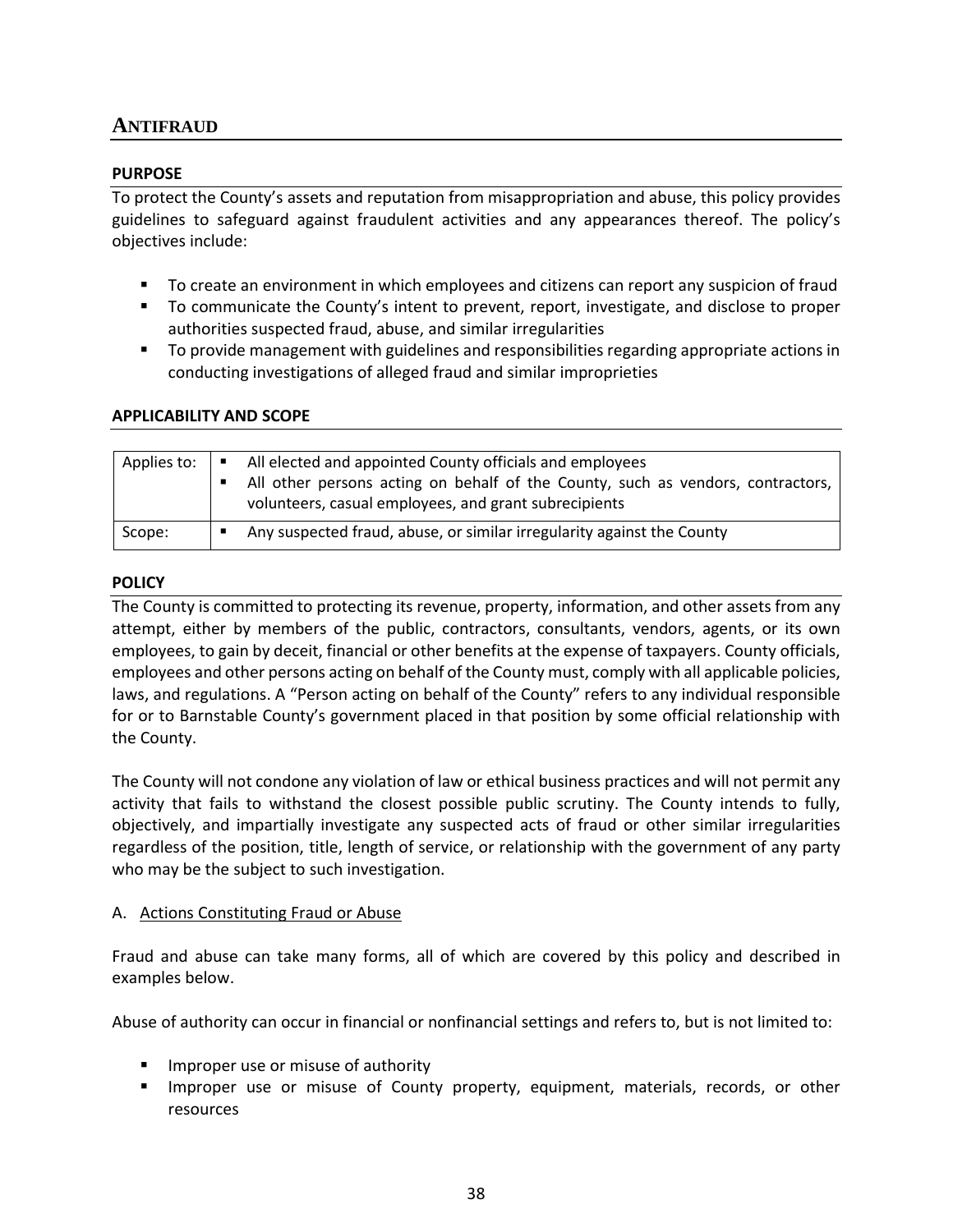## ANTIFRAUD

### PURPOSE

To protect the County's assets and reputation from misappropriation and abuse, this policy provides guidelines to safeguard against fraudulent activities and any appearances thereof. The policy's objectives include:

- To create an environment in which employees and citizens can report any suspicion of fraud
- To communicate the County's intent to prevent, report, investigate, and disclose to proper authorities suspected fraud, abuse, and similar irregularities
- To provide management with guidelines and responsibilities regarding appropriate actions in conducting investigations of alleged fraud and similar improprieties

### APPLICABILITY AND SCOPE

| Applies to: | ▪ All elected and appointed County officials and employees<br>▪ All other persons acting on behalf of the County, such as vendors, contractors, volunteers, casual employees, and grant subrecipients |
|---|---|
| Scope: | ▪ Any suspected fraud, abuse, or similar irregularity against the County |

### POLICY

The County is committed to protecting its revenue, property, information, and other assets from any attempt, either by members of the public, contractors, consultants, vendors, agents, or its own employees, to gain by deceit, financial or other benefits at the expense of taxpayers. County officials, employees and other persons acting on behalf of the County must, comply with all applicable policies, laws, and regulations. A "Person acting on behalf of the County" refers to any individual responsible for or to Barnstable County's government placed in that position by some official relationship with the County.

The County will not condone any violation of law or ethical business practices and will not permit any activity that fails to withstand the closest possible public scrutiny. The County intends to fully, objectively, and impartially investigate any suspected acts of fraud or other similar irregularities regardless of the position, title, length of service, or relationship with the government of any party who may be the subject to such investigation.

A. <u>Actions Constituting Fraud or Abuse</u>

Fraud and abuse can take many forms, all of which are covered by this policy and described in examples below.

Abuse of authority can occur in financial or nonfinancial settings and refers to, but is not limited to:

- Improper use or misuse of authority
- Improper use or misuse of County property, equipment, materials, records, or other resources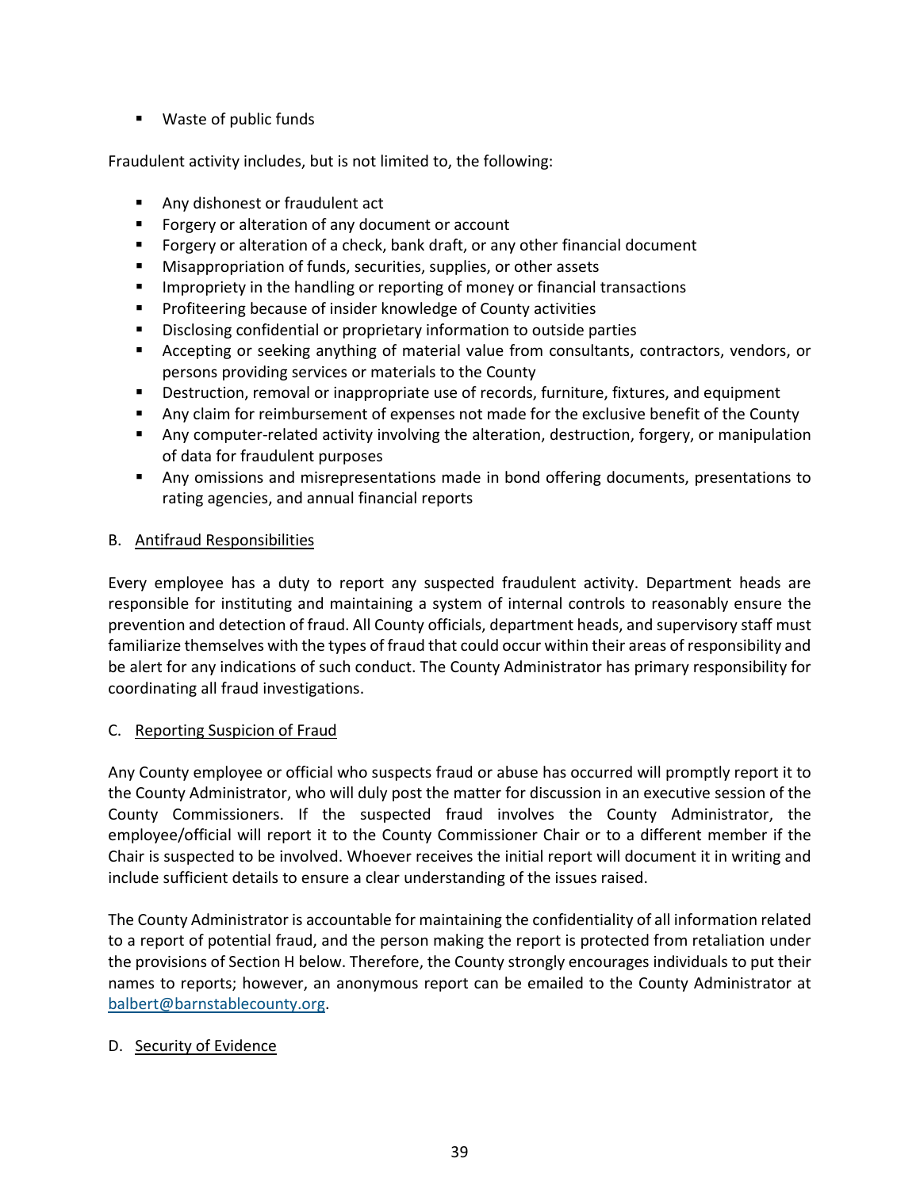- Waste of public funds

Fraudulent activity includes, but is not limited to, the following:

- Any dishonest or fraudulent act
- Forgery or alteration of any document or account
- Forgery or alteration of a check, bank draft, or any other financial document
- Misappropriation of funds, securities, supplies, or other assets
- Impropriety in the handling or reporting of money or financial transactions
- Profiteering because of insider knowledge of County activities
- Disclosing confidential or proprietary information to outside parties
- Accepting or seeking anything of material value from consultants, contractors, vendors, or persons providing services or materials to the County
- Destruction, removal or inappropriate use of records, furniture, fixtures, and equipment
- Any claim for reimbursement of expenses not made for the exclusive benefit of the County
- Any computer-related activity involving the alteration, destruction, forgery, or manipulation of data for fraudulent purposes
- Any omissions and misrepresentations made in bond offering documents, presentations to rating agencies, and annual financial reports

B. Antifraud Responsibilities

Every employee has a duty to report any suspected fraudulent activity. Department heads are responsible for instituting and maintaining a system of internal controls to reasonably ensure the prevention and detection of fraud. All County officials, department heads, and supervisory staff must familiarize themselves with the types of fraud that could occur within their areas of responsibility and be alert for any indications of such conduct. The County Administrator has primary responsibility for coordinating all fraud investigations.

C. Reporting Suspicion of Fraud

Any County employee or official who suspects fraud or abuse has occurred will promptly report it to the County Administrator, who will duly post the matter for discussion in an executive session of the County Commissioners. If the suspected fraud involves the County Administrator, the employee/official will report it to the County Commissioner Chair or to a different member if the Chair is suspected to be involved. Whoever receives the initial report will document it in writing and include sufficient details to ensure a clear understanding of the issues raised.

The County Administrator is accountable for maintaining the confidentiality of all information related to a report of potential fraud, and the person making the report is protected from retaliation under the provisions of Section H below. Therefore, the County strongly encourages individuals to put their names to reports; however, an anonymous report can be emailed to the County Administrator at balbert@barnstablecounty.org.

D. Security of Evidence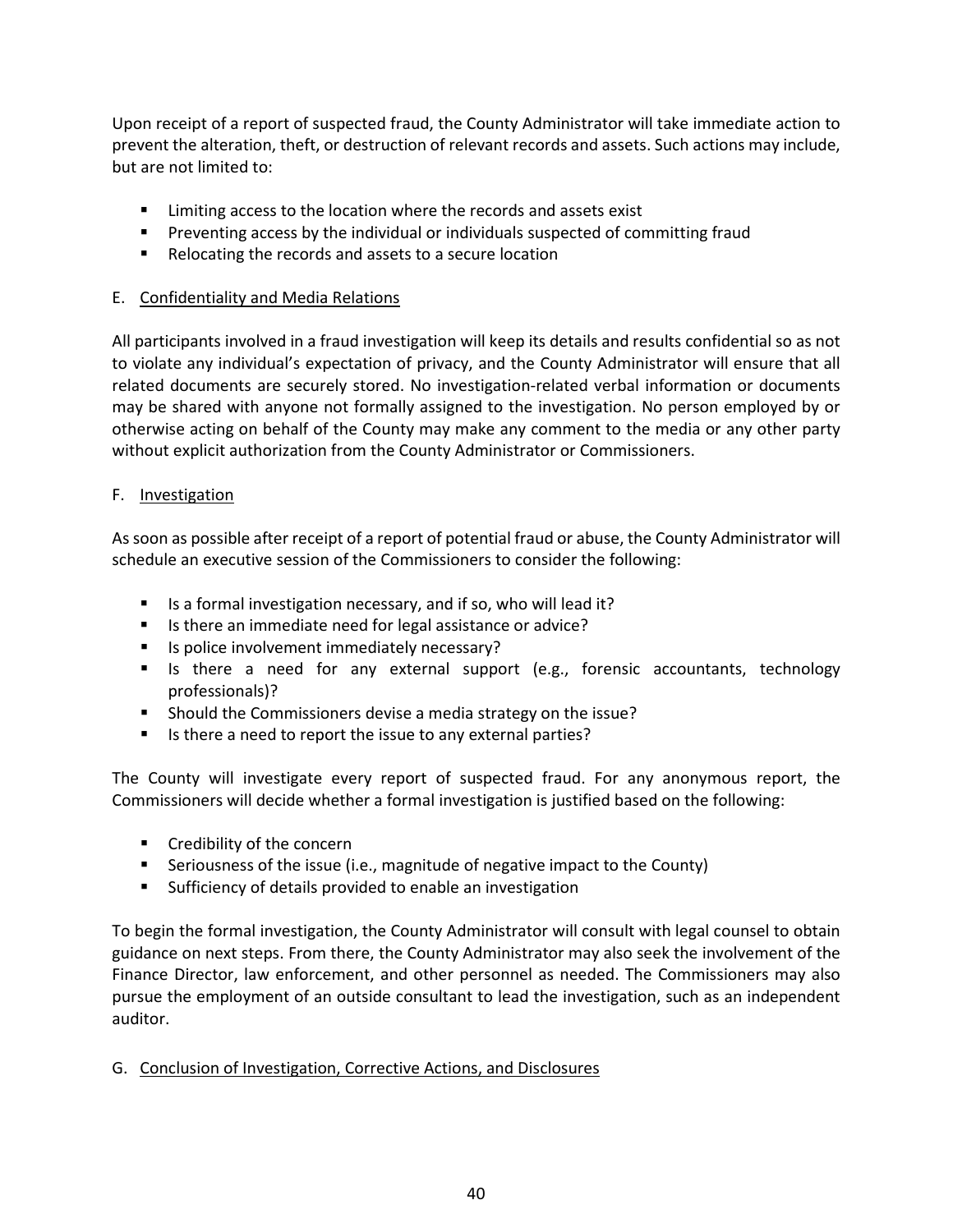Upon receipt of a report of suspected fraud, the County Administrator will take immediate action to prevent the alteration, theft, or destruction of relevant records and assets. Such actions may include, but are not limited to:

- Limiting access to the location where the records and assets exist
- Preventing access by the individual or individuals suspected of committing fraud
- Relocating the records and assets to a secure location

E. Confidentiality and Media Relations

All participants involved in a fraud investigation will keep its details and results confidential so as not to violate any individual's expectation of privacy, and the County Administrator will ensure that all related documents are securely stored. No investigation-related verbal information or documents may be shared with anyone not formally assigned to the investigation. No person employed by or otherwise acting on behalf of the County may make any comment to the media or any other party without explicit authorization from the County Administrator or Commissioners.

F. Investigation

As soon as possible after receipt of a report of potential fraud or abuse, the County Administrator will schedule an executive session of the Commissioners to consider the following:

- Is a formal investigation necessary, and if so, who will lead it?
- Is there an immediate need for legal assistance or advice?
- Is police involvement immediately necessary?
- Is there a need for any external support (e.g., forensic accountants, technology professionals)?
- Should the Commissioners devise a media strategy on the issue?
- Is there a need to report the issue to any external parties?

The County will investigate every report of suspected fraud. For any anonymous report, the Commissioners will decide whether a formal investigation is justified based on the following:

- Credibility of the concern
- Seriousness of the issue (i.e., magnitude of negative impact to the County)
- Sufficiency of details provided to enable an investigation

To begin the formal investigation, the County Administrator will consult with legal counsel to obtain guidance on next steps. From there, the County Administrator may also seek the involvement of the Finance Director, law enforcement, and other personnel as needed. The Commissioners may also pursue the employment of an outside consultant to lead the investigation, such as an independent auditor.

G. Conclusion of Investigation, Corrective Actions, and Disclosures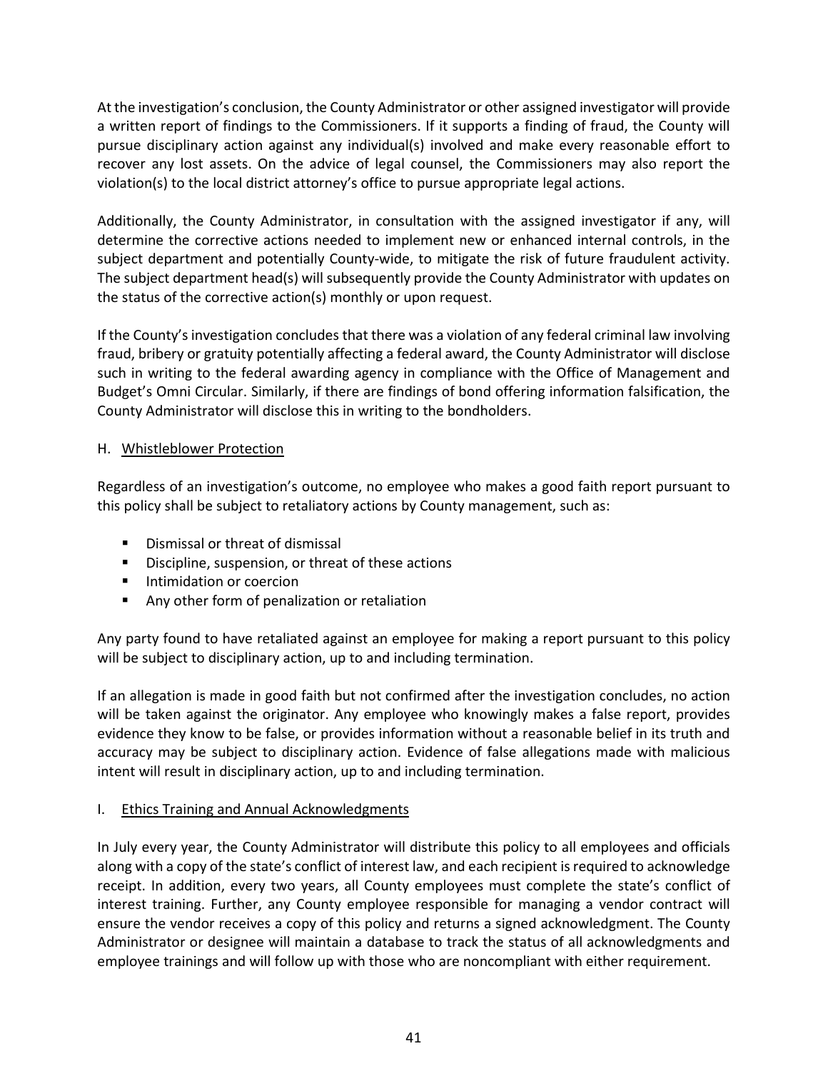At the investigation's conclusion, the County Administrator or other assigned investigator will provide a written report of findings to the Commissioners. If it supports a finding of fraud, the County will pursue disciplinary action against any individual(s) involved and make every reasonable effort to recover any lost assets. On the advice of legal counsel, the Commissioners may also report the violation(s) to the local district attorney's office to pursue appropriate legal actions.

Additionally, the County Administrator, in consultation with the assigned investigator if any, will determine the corrective actions needed to implement new or enhanced internal controls, in the subject department and potentially County-wide, to mitigate the risk of future fraudulent activity. The subject department head(s) will subsequently provide the County Administrator with updates on the status of the corrective action(s) monthly or upon request.

If the County's investigation concludes that there was a violation of any federal criminal law involving fraud, bribery or gratuity potentially affecting a federal award, the County Administrator will disclose such in writing to the federal awarding agency in compliance with the Office of Management and Budget's Omni Circular. Similarly, if there are findings of bond offering information falsification, the County Administrator will disclose this in writing to the bondholders.

### H. Whistleblower Protection

Regardless of an investigation's outcome, no employee who makes a good faith report pursuant to this policy shall be subject to retaliatory actions by County management, such as:

- Dismissal or threat of dismissal
- Discipline, suspension, or threat of these actions
- Intimidation or coercion
- Any other form of penalization or retaliation

Any party found to have retaliated against an employee for making a report pursuant to this policy will be subject to disciplinary action, up to and including termination.

If an allegation is made in good faith but not confirmed after the investigation concludes, no action will be taken against the originator. Any employee who knowingly makes a false report, provides evidence they know to be false, or provides information without a reasonable belief in its truth and accuracy may be subject to disciplinary action. Evidence of false allegations made with malicious intent will result in disciplinary action, up to and including termination.

### I. Ethics Training and Annual Acknowledgments

In July every year, the County Administrator will distribute this policy to all employees and officials along with a copy of the state's conflict of interest law, and each recipient is required to acknowledge receipt. In addition, every two years, all County employees must complete the state's conflict of interest training. Further, any County employee responsible for managing a vendor contract will ensure the vendor receives a copy of this policy and returns a signed acknowledgment. The County Administrator or designee will maintain a database to track the status of all acknowledgments and employee trainings and will follow up with those who are noncompliant with either requirement.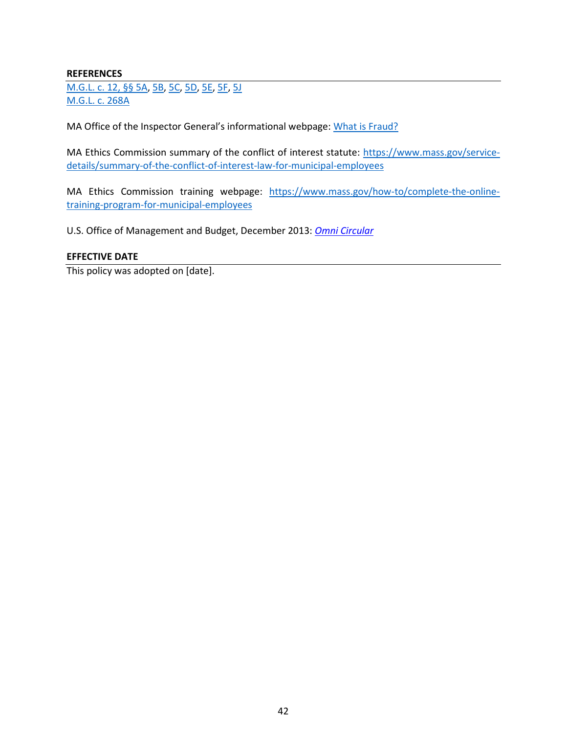**REFERENCES**

M.G.L. c. 12, §§ 5A, 5B, 5C, 5D, 5E, 5F, 5J
M.G.L. c. 268A

MA Office of the Inspector General's informational webpage: What is Fraud?

MA Ethics Commission summary of the conflict of interest statute: https://www.mass.gov/service-details/summary-of-the-conflict-of-interest-law-for-municipal-employees

MA Ethics Commission training webpage: https://www.mass.gov/how-to/complete-the-online-training-program-for-municipal-employees

U.S. Office of Management and Budget, December 2013: *Omni Circular*

**EFFECTIVE DATE**

This policy was adopted on [date].